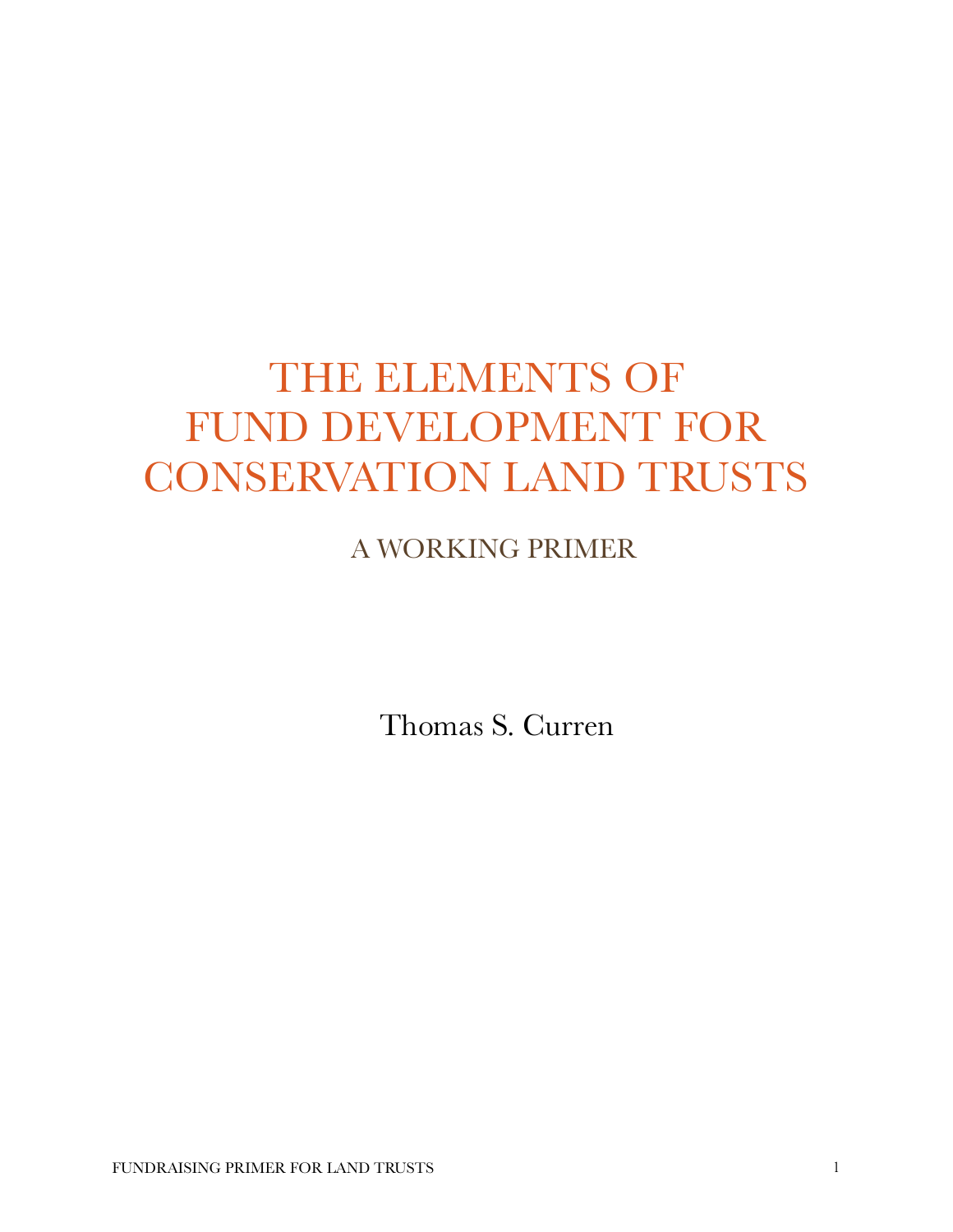# THE ELEMENTS OF FUND DEVELOPMENT FOR CONSERVATION LAND TRUSTS

## A WORKING PRIMER

Thomas S. Curren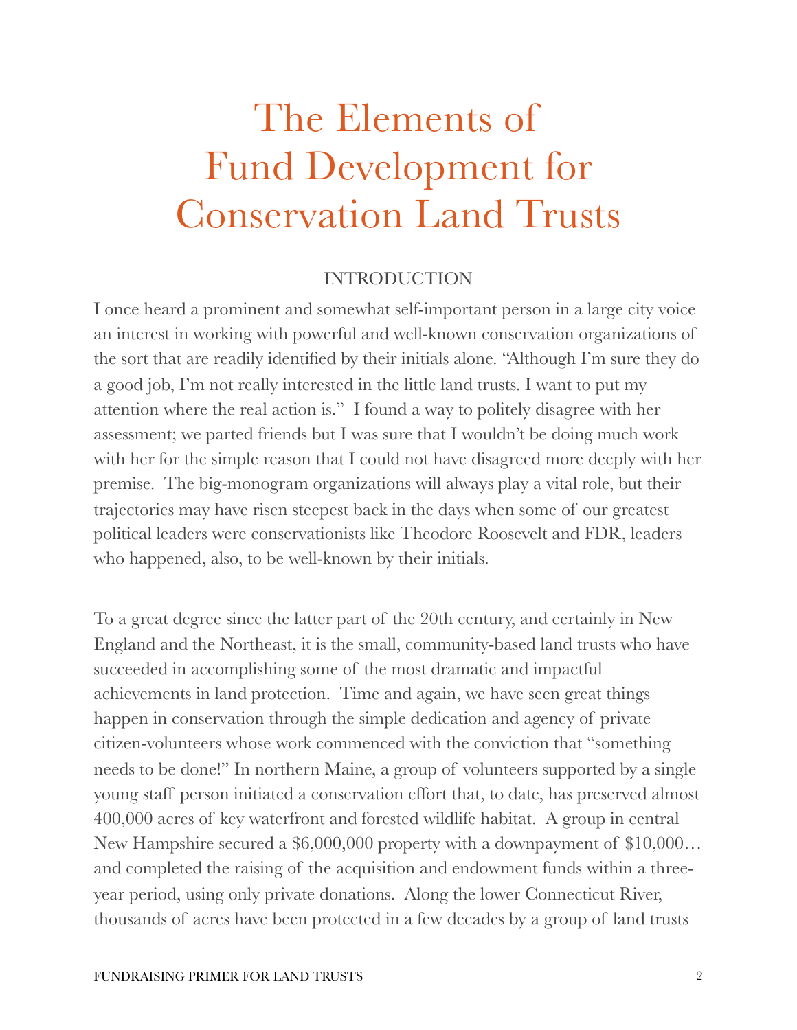# The Elements of Fund Development for Conservation Land Trusts

## INTRODUCTION

I once heard a prominent and somewhat self-important person in a large city voice an interest in working with powerful and well-known conservation organizations of the sort that are readily identified by their initials alone. "Although I'm sure they do a good job, I'm not really interested in the little land trusts. I want to put my attention where the real action is." I found a way to politely disagree with her assessment; we parted friends but I was sure that I wouldn't be doing much work with her for the simple reason that I could not have disagreed more deeply with her premise. The big-monogram organizations will always play a vital role, but their trajectories may have risen steepest back in the days when some of our greatest political leaders were conservationists like Theodore Roosevelt and FDR, leaders who happened, also, to be well-known by their initials.

To a great degree since the latter part of the 20th century, and certainly in New England and the Northeast, it is the small, community-based land trusts who have succeeded in accomplishing some of the most dramatic and impactful achievements in land protection. Time and again, we have seen great things happen in conservation through the simple dedication and agency of private citizen-volunteers whose work commenced with the conviction that "something needs to be done!" In northern Maine, a group of volunteers supported by a single young staff person initiated a conservation effort that, to date, has preserved almost 400,000 acres of key waterfront and forested wildlife habitat. A group in central New Hampshire secured a $6,000,000 property with a downpayment of $10,000… and completed the raising of the acquisition and endowment funds within a three-year period, using only private donations. Along the lower Connecticut River, thousands of acres have been protected in a few decades by a group of land trusts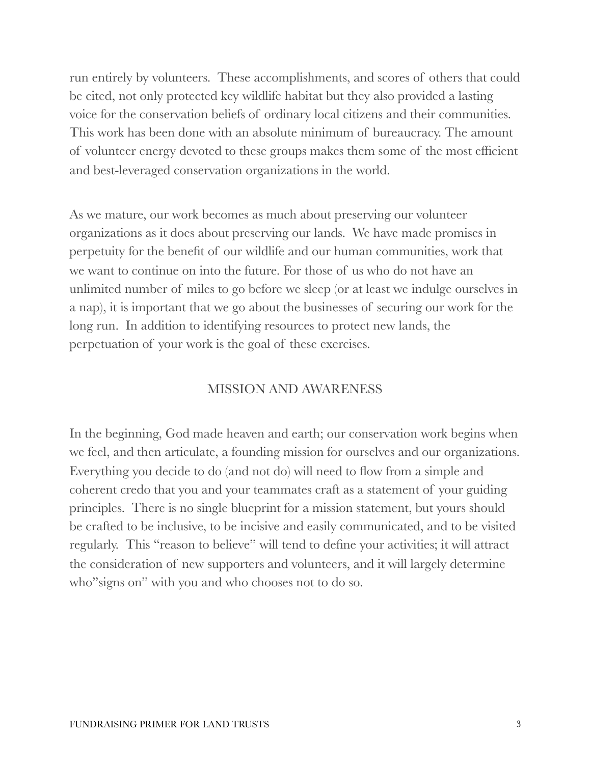run entirely by volunteers.  These accomplishments, and scores of others that could be cited, not only protected key wildlife habitat but they also provided a lasting voice for the conservation beliefs of ordinary local citizens and their communities. This work has been done with an absolute minimum of bureaucracy. The amount of volunteer energy devoted to these groups makes them some of the most efficient and best-leveraged conservation organizations in the world.

As we mature, our work becomes as much about preserving our volunteer organizations as it does about preserving our lands.  We have made promises in perpetuity for the benefit of our wildlife and our human communities, work that we want to continue on into the future. For those of us who do not have an unlimited number of miles to go before we sleep (or at least we indulge ourselves in a nap), it is important that we go about the businesses of securing our work for the long run.  In addition to identifying resources to protect new lands, the perpetuation of your work is the goal of these exercises.

## MISSION AND AWARENESS

In the beginning, God made heaven and earth; our conservation work begins when we feel, and then articulate, a founding mission for ourselves and our organizations. Everything you decide to do (and not do) will need to flow from a simple and coherent credo that you and your teammates craft as a statement of your guiding principles.  There is no single blueprint for a mission statement, but yours should be crafted to be inclusive, to be incisive and easily communicated, and to be visited regularly.  This "reason to believe" will tend to define your activities; it will attract the consideration of new supporters and volunteers, and it will largely determine who"signs on" with you and who chooses not to do so.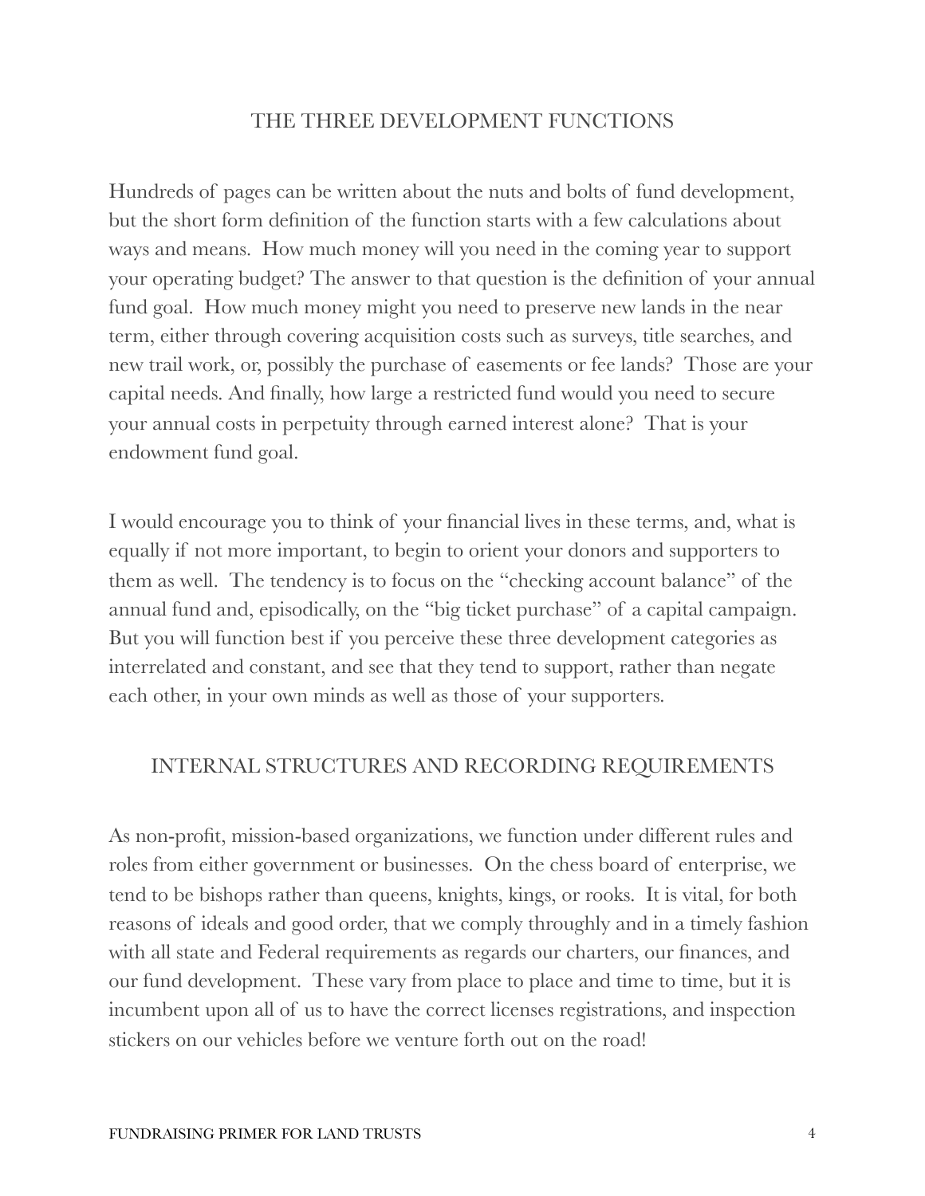## THE THREE DEVELOPMENT FUNCTIONS

Hundreds of pages can be written about the nuts and bolts of fund development, but the short form definition of the function starts with a few calculations about ways and means. How much money will you need in the coming year to support your operating budget? The answer to that question is the definition of your annual fund goal. How much money might you need to preserve new lands in the near term, either through covering acquisition costs such as surveys, title searches, and new trail work, or, possibly the purchase of easements or fee lands? Those are your capital needs. And finally, how large a restricted fund would you need to secure your annual costs in perpetuity through earned interest alone? That is your endowment fund goal.

I would encourage you to think of your financial lives in these terms, and, what is equally if not more important, to begin to orient your donors and supporters to them as well. The tendency is to focus on the "checking account balance" of the annual fund and, episodically, on the "big ticket purchase" of a capital campaign. But you will function best if you perceive these three development categories as interrelated and constant, and see that they tend to support, rather than negate each other, in your own minds as well as those of your supporters.

## INTERNAL STRUCTURES AND RECORDING REQUIREMENTS

As non-profit, mission-based organizations, we function under different rules and roles from either government or businesses. On the chess board of enterprise, we tend to be bishops rather than queens, knights, kings, or rooks. It is vital, for both reasons of ideals and good order, that we comply throughly and in a timely fashion with all state and Federal requirements as regards our charters, our finances, and our fund development. These vary from place to place and time to time, but it is incumbent upon all of us to have the correct licenses registrations, and inspection stickers on our vehicles before we venture forth out on the road!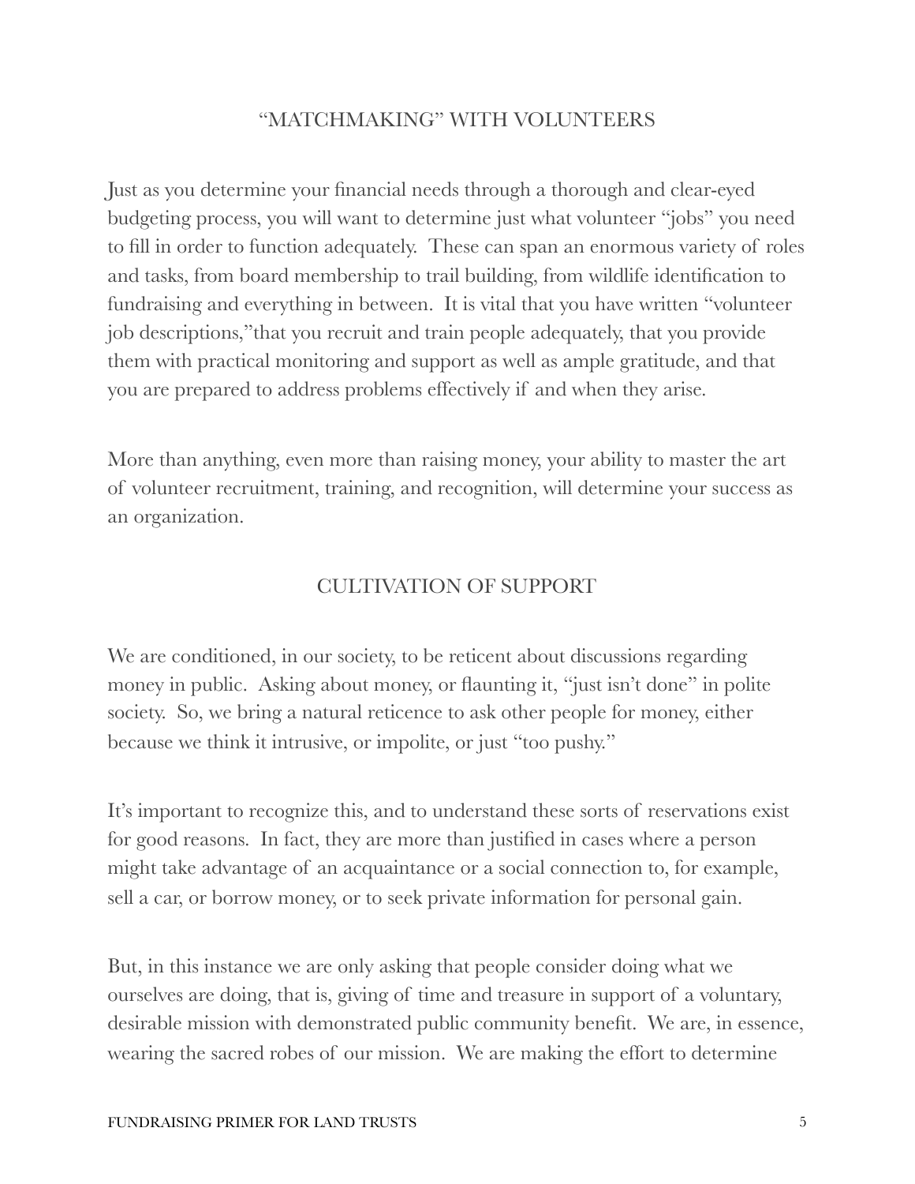## "MATCHMAKING" WITH VOLUNTEERS

Just as you determine your financial needs through a thorough and clear-eyed budgeting process, you will want to determine just what volunteer "jobs" you need to fill in order to function adequately. These can span an enormous variety of roles and tasks, from board membership to trail building, from wildlife identification to fundraising and everything in between. It is vital that you have written "volunteer job descriptions,"that you recruit and train people adequately, that you provide them with practical monitoring and support as well as ample gratitude, and that you are prepared to address problems effectively if and when they arise.

More than anything, even more than raising money, your ability to master the art of volunteer recruitment, training, and recognition, will determine your success as an organization.

## CULTIVATION OF SUPPORT

We are conditioned, in our society, to be reticent about discussions regarding money in public. Asking about money, or flaunting it, "just isn't done" in polite society. So, we bring a natural reticence to ask other people for money, either because we think it intrusive, or impolite, or just "too pushy."

It's important to recognize this, and to understand these sorts of reservations exist for good reasons. In fact, they are more than justified in cases where a person might take advantage of an acquaintance or a social connection to, for example, sell a car, or borrow money, or to seek private information for personal gain.

But, in this instance we are only asking that people consider doing what we ourselves are doing, that is, giving of time and treasure in support of a voluntary, desirable mission with demonstrated public community benefit. We are, in essence, wearing the sacred robes of our mission. We are making the effort to determine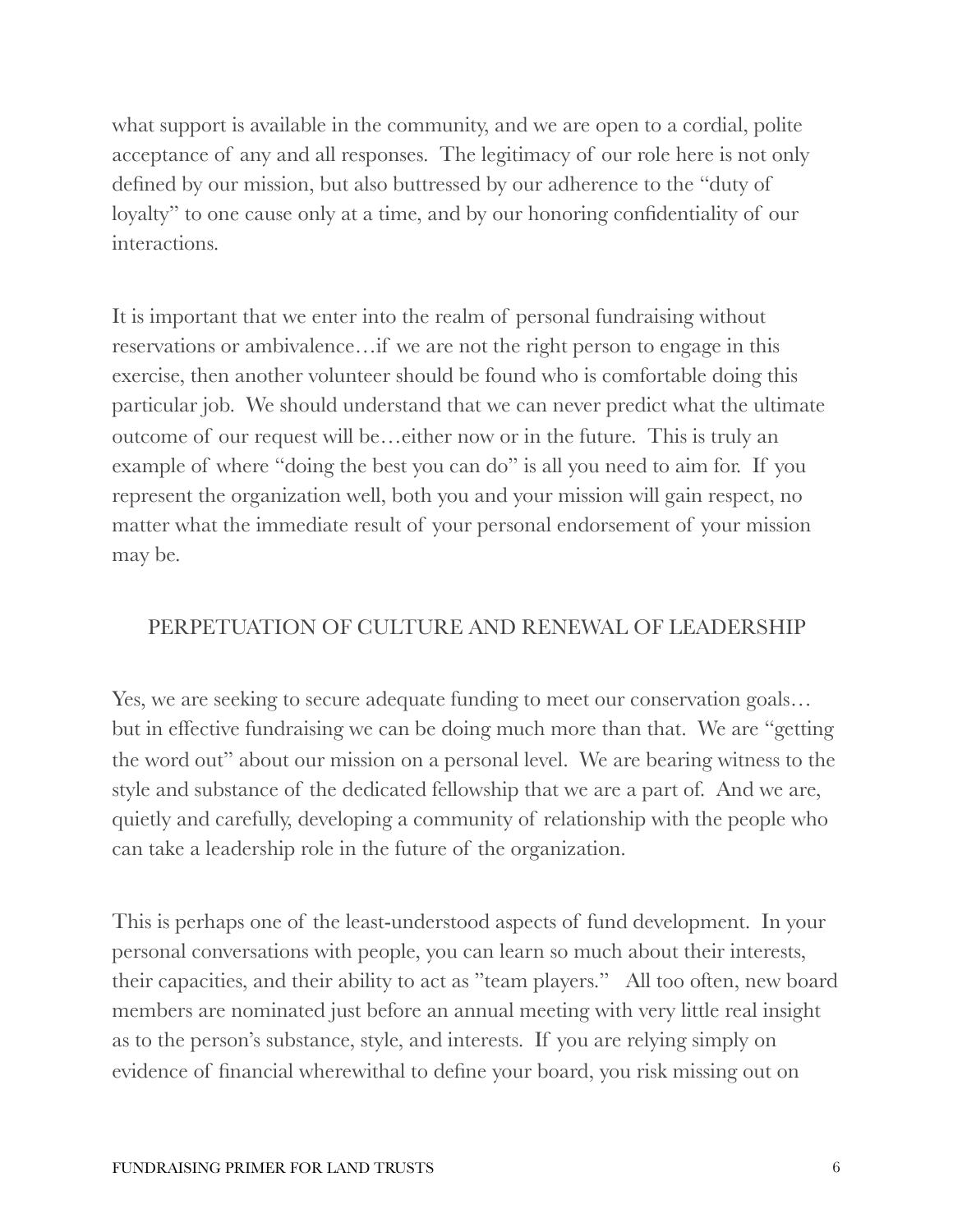what support is available in the community, and we are open to a cordial, polite acceptance of any and all responses. The legitimacy of our role here is not only defined by our mission, but also buttressed by our adherence to the "duty of loyalty" to one cause only at a time, and by our honoring confidentiality of our interactions.

It is important that we enter into the realm of personal fundraising without reservations or ambivalence…if we are not the right person to engage in this exercise, then another volunteer should be found who is comfortable doing this particular job. We should understand that we can never predict what the ultimate outcome of our request will be…either now or in the future. This is truly an example of where "doing the best you can do" is all you need to aim for. If you represent the organization well, both you and your mission will gain respect, no matter what the immediate result of your personal endorsement of your mission may be.

## PERPETUATION OF CULTURE AND RENEWAL OF LEADERSHIP

Yes, we are seeking to secure adequate funding to meet our conservation goals… but in effective fundraising we can be doing much more than that. We are "getting the word out" about our mission on a personal level. We are bearing witness to the style and substance of the dedicated fellowship that we are a part of. And we are, quietly and carefully, developing a community of relationship with the people who can take a leadership role in the future of the organization.

This is perhaps one of the least-understood aspects of fund development. In your personal conversations with people, you can learn so much about their interests, their capacities, and their ability to act as "team players." All too often, new board members are nominated just before an annual meeting with very little real insight as to the person's substance, style, and interests. If you are relying simply on evidence of financial wherewithal to define your board, you risk missing out on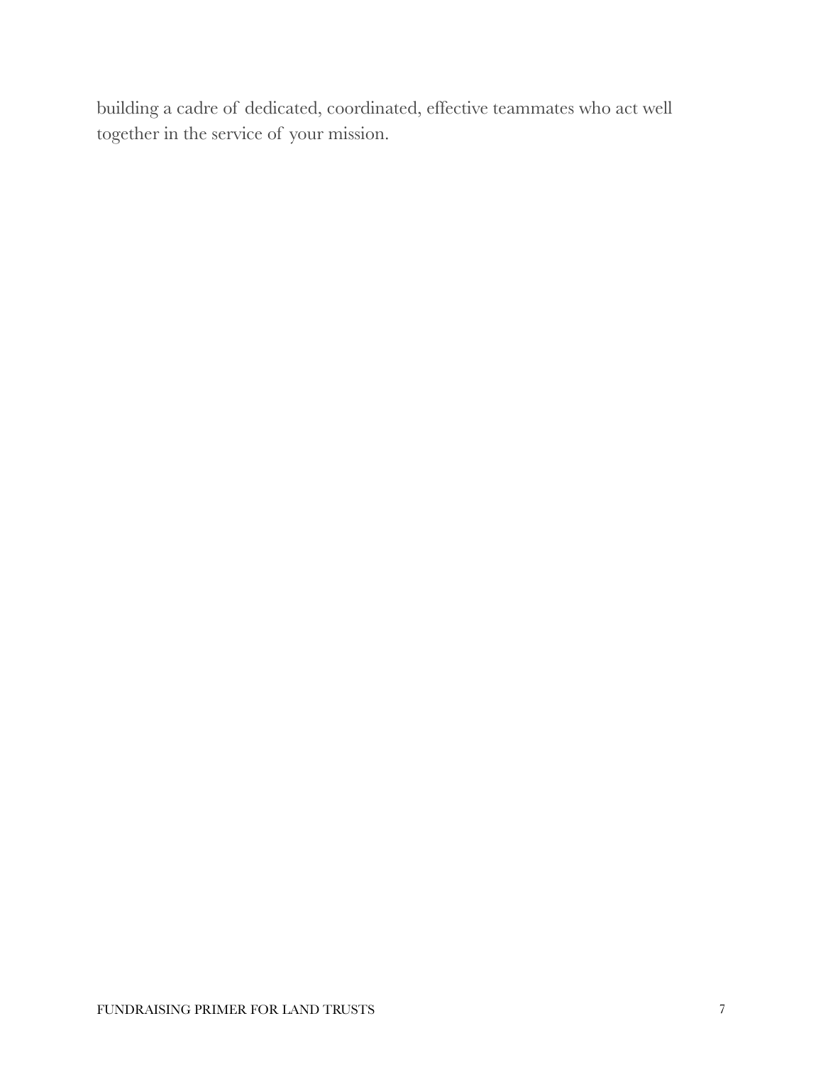building a cadre of dedicated, coordinated, effective teammates who act well together in the service of your mission.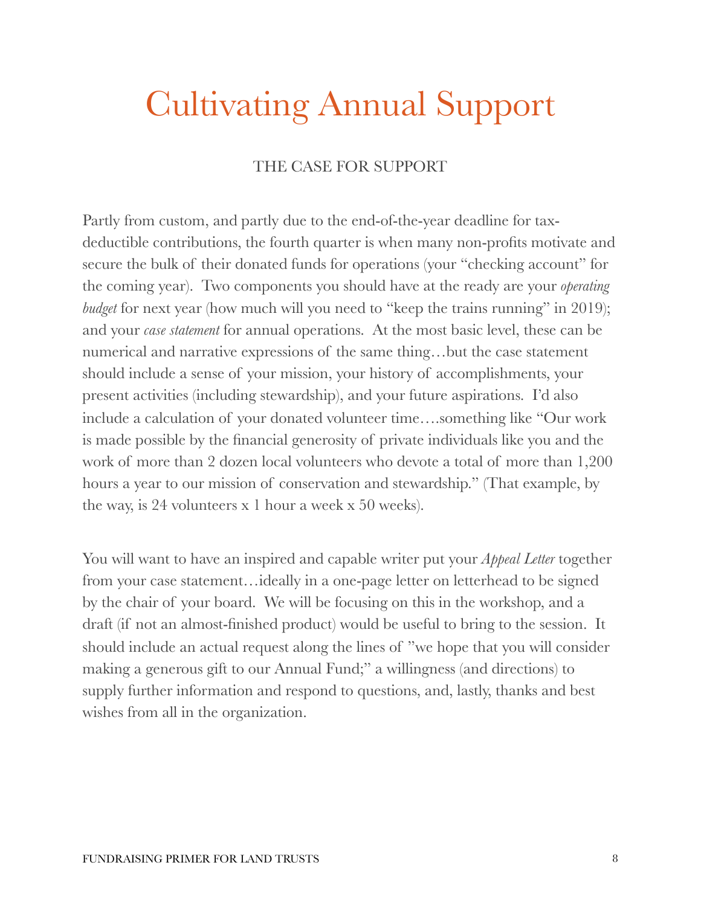# Cultivating Annual Support

## THE CASE FOR SUPPORT

Partly from custom, and partly due to the end-of-the-year deadline for tax-deductible contributions, the fourth quarter is when many non-profits motivate and secure the bulk of their donated funds for operations (your "checking account" for the coming year). Two components you should have at the ready are your *operating budget* for next year (how much will you need to "keep the trains running" in 2019); and your *case statement* for annual operations. At the most basic level, these can be numerical and narrative expressions of the same thing…but the case statement should include a sense of your mission, your history of accomplishments, your present activities (including stewardship), and your future aspirations. I'd also include a calculation of your donated volunteer time….something like "Our work is made possible by the financial generosity of private individuals like you and the work of more than 2 dozen local volunteers who devote a total of more than 1,200 hours a year to our mission of conservation and stewardship." (That example, by the way, is 24 volunteers x 1 hour a week x 50 weeks).

You will want to have an inspired and capable writer put your *Appeal Letter* together from your case statement…ideally in a one-page letter on letterhead to be signed by the chair of your board. We will be focusing on this in the workshop, and a draft (if not an almost-finished product) would be useful to bring to the session. It should include an actual request along the lines of "we hope that you will consider making a generous gift to our Annual Fund;" a willingness (and directions) to supply further information and respond to questions, and, lastly, thanks and best wishes from all in the organization.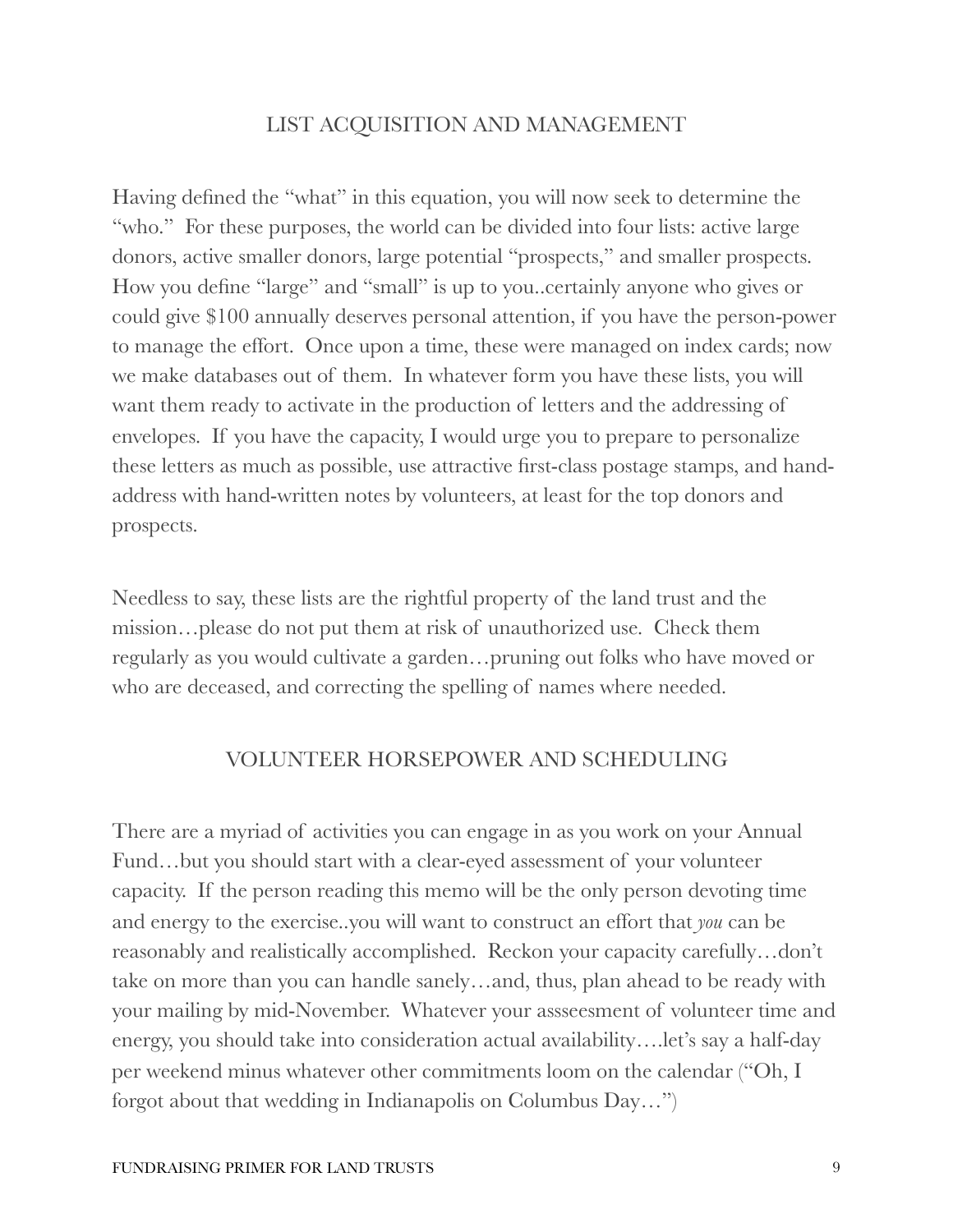## LIST ACQUISITION AND MANAGEMENT

Having defined the "what" in this equation, you will now seek to determine the "who." For these purposes, the world can be divided into four lists: active large donors, active smaller donors, large potential "prospects," and smaller prospects. How you define "large" and "small" is up to you..certainly anyone who gives or could give $100 annually deserves personal attention, if you have the person-power to manage the effort. Once upon a time, these were managed on index cards; now we make databases out of them. In whatever form you have these lists, you will want them ready to activate in the production of letters and the addressing of envelopes. If you have the capacity, I would urge you to prepare to personalize these letters as much as possible, use attractive first-class postage stamps, and hand-address with hand-written notes by volunteers, at least for the top donors and prospects.

Needless to say, these lists are the rightful property of the land trust and the mission…please do not put them at risk of unauthorized use. Check them regularly as you would cultivate a garden…pruning out folks who have moved or who are deceased, and correcting the spelling of names where needed.

## VOLUNTEER HORSEPOWER AND SCHEDULING

There are a myriad of activities you can engage in as you work on your Annual Fund…but you should start with a clear-eyed assessment of your volunteer capacity. If the person reading this memo will be the only person devoting time and energy to the exercise..you will want to construct an effort that *you* can be reasonably and realistically accomplished. Reckon your capacity carefully…don't take on more than you can handle sanely…and, thus, plan ahead to be ready with your mailing by mid-November. Whatever your assseesment of volunteer time and energy, you should take into consideration actual availability….let's say a half-day per weekend minus whatever other commitments loom on the calendar ("Oh, I forgot about that wedding in Indianapolis on Columbus Day…")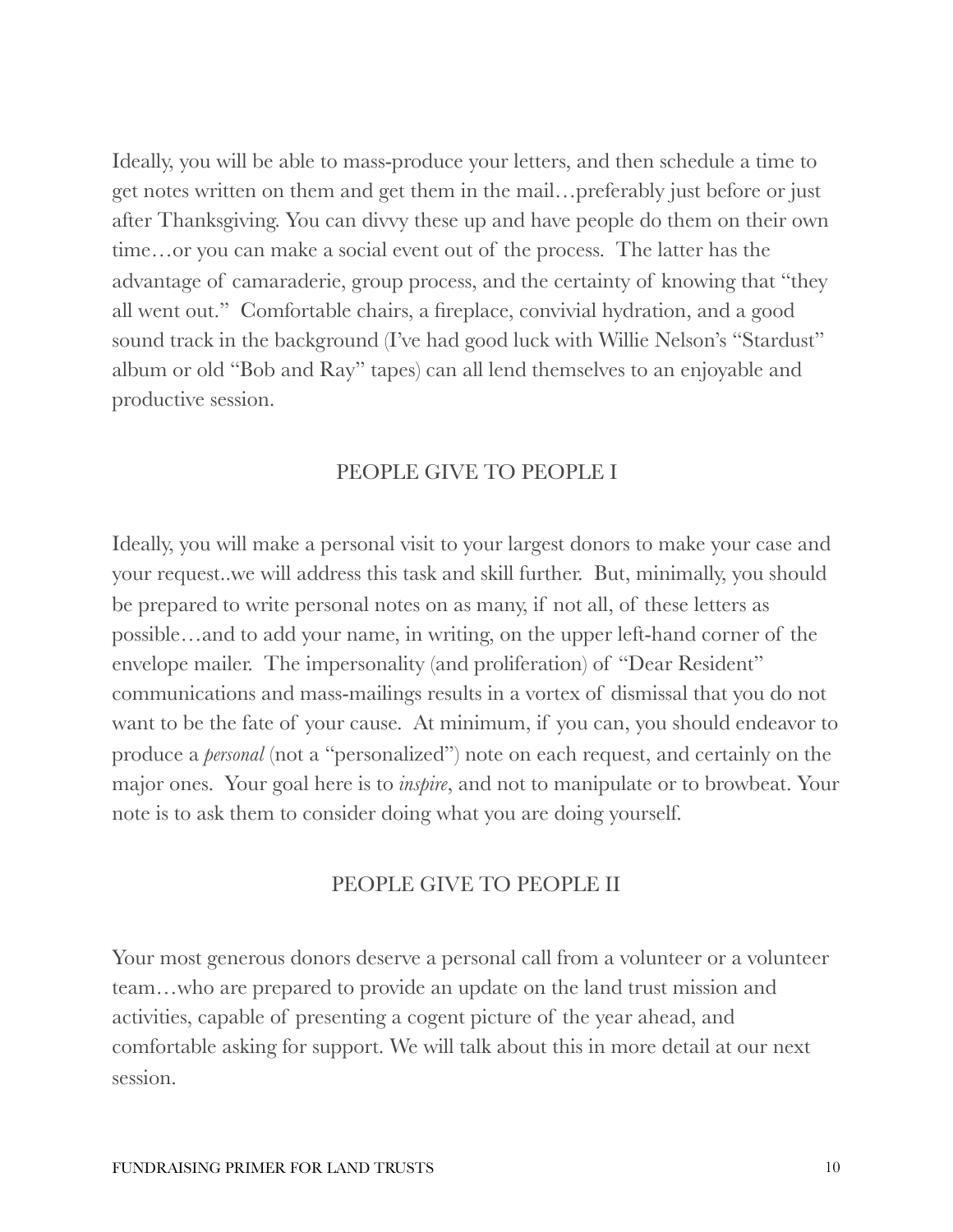Ideally, you will be able to mass-produce your letters, and then schedule a time to get notes written on them and get them in the mail…preferably just before or just after Thanksgiving. You can divvy these up and have people do them on their own time…or you can make a social event out of the process. The latter has the advantage of camaraderie, group process, and the certainty of knowing that "they all went out." Comfortable chairs, a fireplace, convivial hydration, and a good sound track in the background (I've had good luck with Willie Nelson's "Stardust" album or old "Bob and Ray" tapes) can all lend themselves to an enjoyable and productive session.

## PEOPLE GIVE TO PEOPLE I

Ideally, you will make a personal visit to your largest donors to make your case and your request..we will address this task and skill further. But, minimally, you should be prepared to write personal notes on as many, if not all, of these letters as possible…and to add your name, in writing, on the upper left-hand corner of the envelope mailer. The impersonality (and proliferation) of "Dear Resident" communications and mass-mailings results in a vortex of dismissal that you do not want to be the fate of your cause. At minimum, if you can, you should endeavor to produce a *personal* (not a "personalized") note on each request, and certainly on the major ones. Your goal here is to *inspire*, and not to manipulate or to browbeat. Your note is to ask them to consider doing what you are doing yourself.

## PEOPLE GIVE TO PEOPLE II

Your most generous donors deserve a personal call from a volunteer or a volunteer team…who are prepared to provide an update on the land trust mission and activities, capable of presenting a cogent picture of the year ahead, and comfortable asking for support. We will talk about this in more detail at our next session.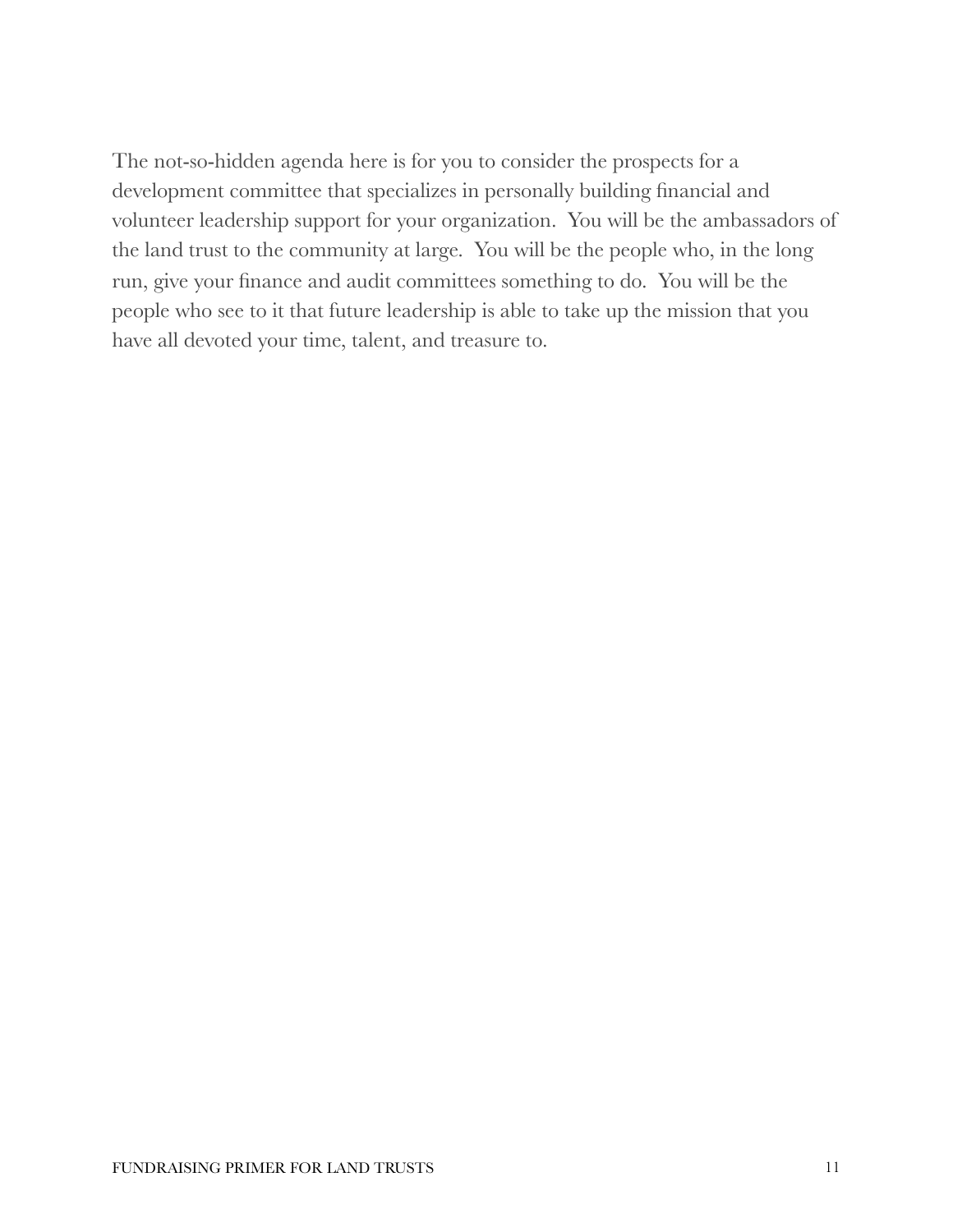The not-so-hidden agenda here is for you to consider the prospects for a development committee that specializes in personally building financial and volunteer leadership support for your organization.  You will be the ambassadors of the land trust to the community at large.  You will be the people who, in the long run, give your finance and audit committees something to do.  You will be the people who see to it that future leadership is able to take up the mission that you have all devoted your time, talent, and treasure to.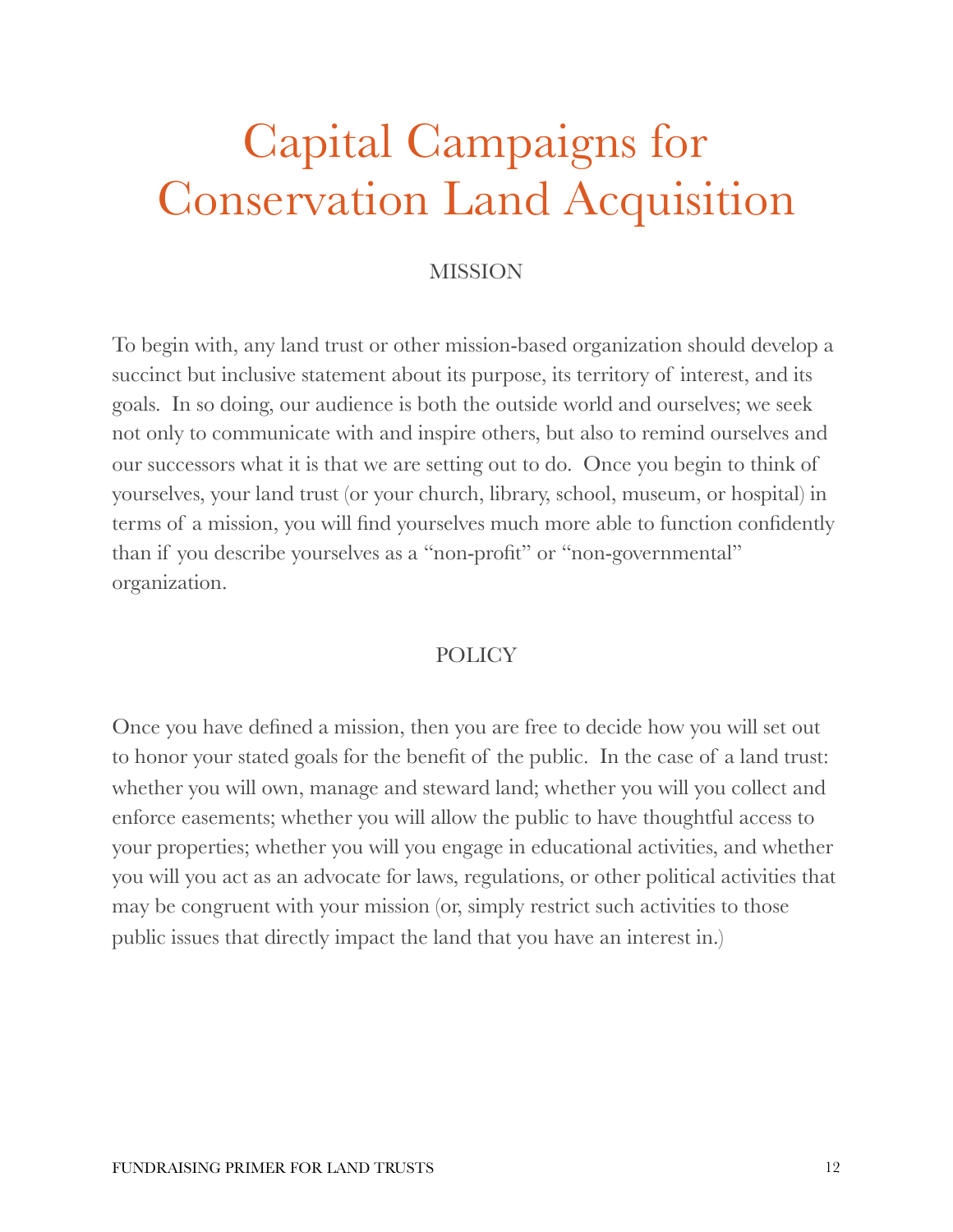# Capital Campaigns for Conservation Land Acquisition

## MISSION

To begin with, any land trust or other mission-based organization should develop a succinct but inclusive statement about its purpose, its territory of interest, and its goals. In so doing, our audience is both the outside world and ourselves; we seek not only to communicate with and inspire others, but also to remind ourselves and our successors what it is that we are setting out to do. Once you begin to think of yourselves, your land trust (or your church, library, school, museum, or hospital) in terms of a mission, you will find yourselves much more able to function confidently than if you describe yourselves as a "non-profit" or "non-governmental" organization.

## POLICY

Once you have defined a mission, then you are free to decide how you will set out to honor your stated goals for the benefit of the public. In the case of a land trust: whether you will own, manage and steward land; whether you will you collect and enforce easements; whether you will allow the public to have thoughtful access to your properties; whether you will you engage in educational activities, and whether you will you act as an advocate for laws, regulations, or other political activities that may be congruent with your mission (or, simply restrict such activities to those public issues that directly impact the land that you have an interest in.)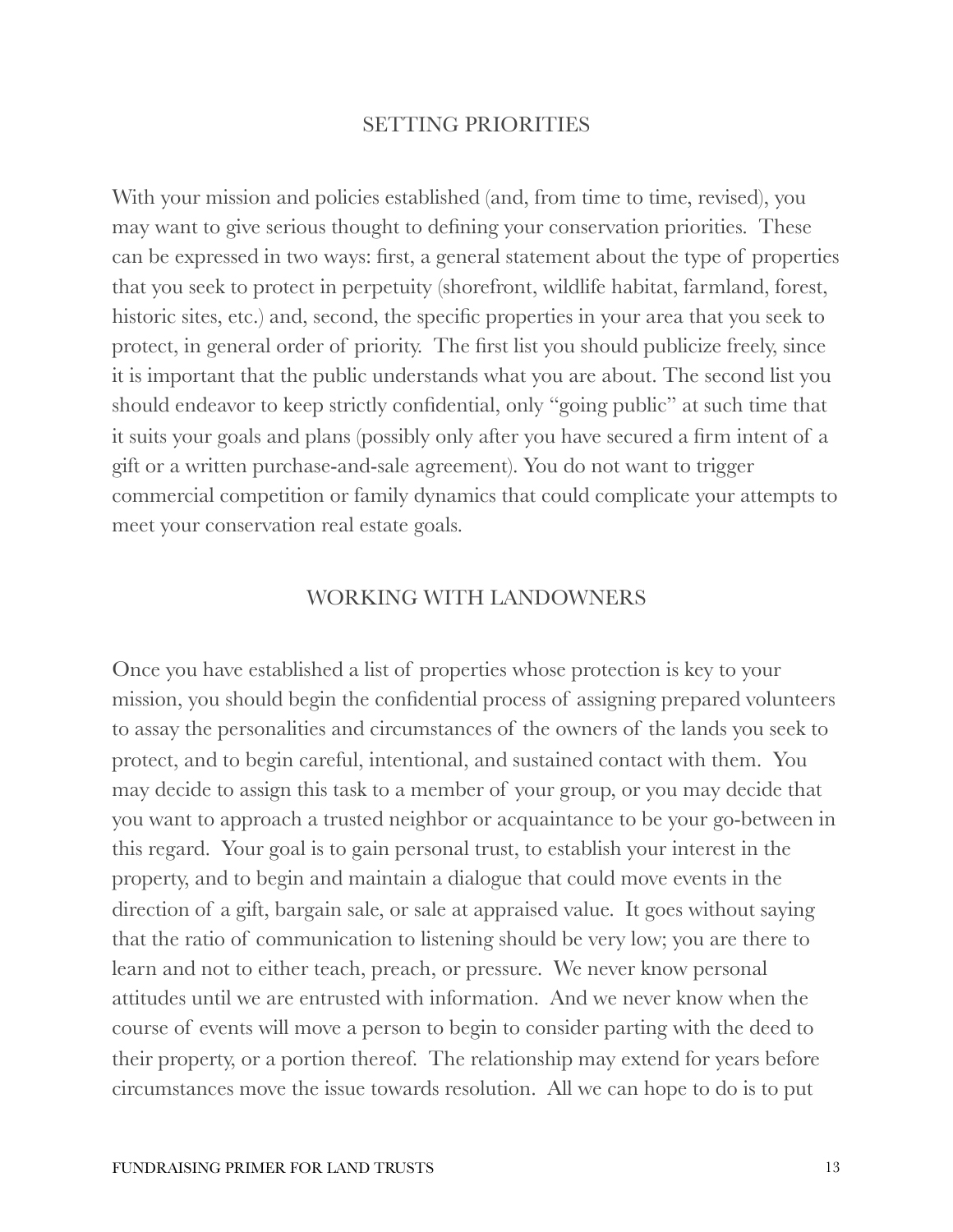## SETTING PRIORITIES

With your mission and policies established (and, from time to time, revised), you may want to give serious thought to defining your conservation priorities. These can be expressed in two ways: first, a general statement about the type of properties that you seek to protect in perpetuity (shorefront, wildlife habitat, farmland, forest, historic sites, etc.) and, second, the specific properties in your area that you seek to protect, in general order of priority. The first list you should publicize freely, since it is important that the public understands what you are about. The second list you should endeavor to keep strictly confidential, only "going public" at such time that it suits your goals and plans (possibly only after you have secured a firm intent of a gift or a written purchase-and-sale agreement). You do not want to trigger commercial competition or family dynamics that could complicate your attempts to meet your conservation real estate goals.

## WORKING WITH LANDOWNERS

Once you have established a list of properties whose protection is key to your mission, you should begin the confidential process of assigning prepared volunteers to assay the personalities and circumstances of the owners of the lands you seek to protect, and to begin careful, intentional, and sustained contact with them. You may decide to assign this task to a member of your group, or you may decide that you want to approach a trusted neighbor or acquaintance to be your go-between in this regard. Your goal is to gain personal trust, to establish your interest in the property, and to begin and maintain a dialogue that could move events in the direction of a gift, bargain sale, or sale at appraised value. It goes without saying that the ratio of communication to listening should be very low; you are there to learn and not to either teach, preach, or pressure. We never know personal attitudes until we are entrusted with information. And we never know when the course of events will move a person to begin to consider parting with the deed to their property, or a portion thereof. The relationship may extend for years before circumstances move the issue towards resolution. All we can hope to do is to put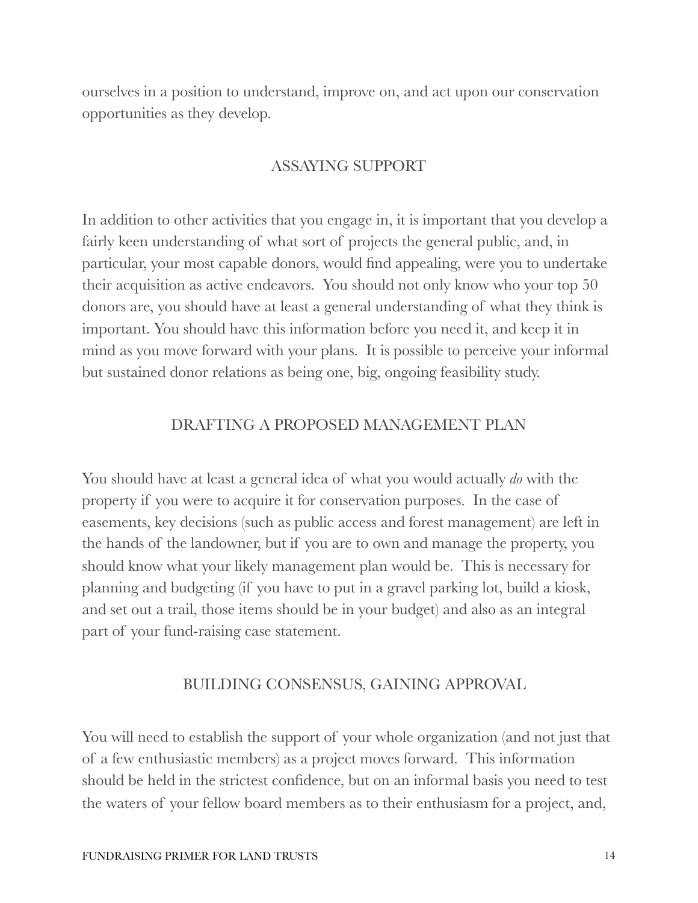ourselves in a position to understand, improve on, and act upon our conservation opportunities as they develop.

## ASSAYING SUPPORT

In addition to other activities that you engage in, it is important that you develop a fairly keen understanding of what sort of projects the general public, and, in particular, your most capable donors, would find appealing, were you to undertake their acquisition as active endeavors. You should not only know who your top 50 donors are, you should have at least a general understanding of what they think is important. You should have this information before you need it, and keep it in mind as you move forward with your plans. It is possible to perceive your informal but sustained donor relations as being one, big, ongoing feasibility study.

## DRAFTING A PROPOSED MANAGEMENT PLAN

You should have at least a general idea of what you would actually *do* with the property if you were to acquire it for conservation purposes. In the case of easements, key decisions (such as public access and forest management) are left in the hands of the landowner, but if you are to own and manage the property, you should know what your likely management plan would be. This is necessary for planning and budgeting (if you have to put in a gravel parking lot, build a kiosk, and set out a trail, those items should be in your budget) and also as an integral part of your fund-raising case statement.

## BUILDING CONSENSUS, GAINING APPROVAL

You will need to establish the support of your whole organization (and not just that of a few enthusiastic members) as a project moves forward. This information should be held in the strictest confidence, but on an informal basis you need to test the waters of your fellow board members as to their enthusiasm for a project, and,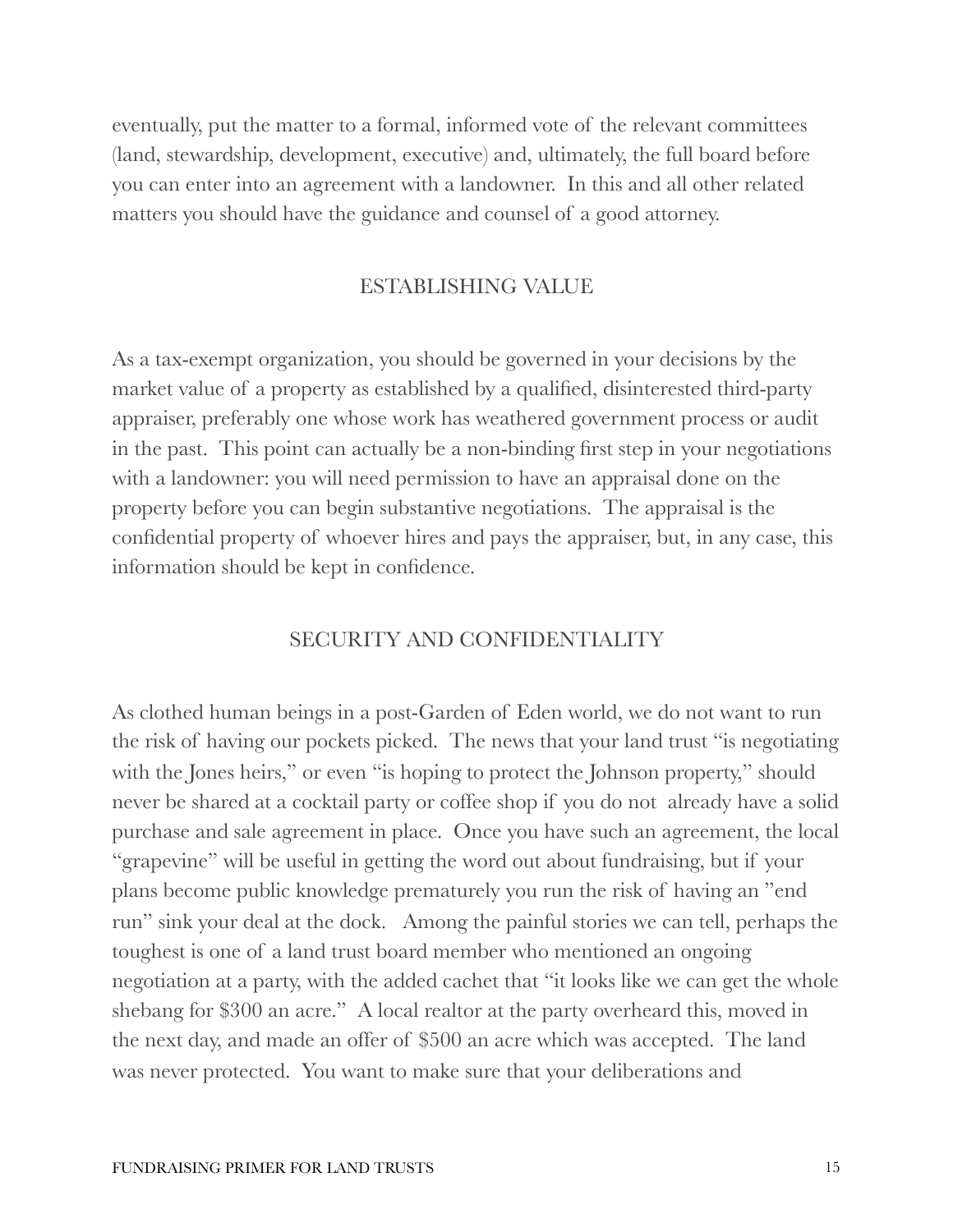eventually, put the matter to a formal, informed vote of the relevant committees (land, stewardship, development, executive) and, ultimately, the full board before you can enter into an agreement with a landowner. In this and all other related matters you should have the guidance and counsel of a good attorney.

## ESTABLISHING VALUE

As a tax-exempt organization, you should be governed in your decisions by the market value of a property as established by a qualified, disinterested third-party appraiser, preferably one whose work has weathered government process or audit in the past. This point can actually be a non-binding first step in your negotiations with a landowner: you will need permission to have an appraisal done on the property before you can begin substantive negotiations. The appraisal is the confidential property of whoever hires and pays the appraiser, but, in any case, this information should be kept in confidence.

## SECURITY AND CONFIDENTIALITY

As clothed human beings in a post-Garden of Eden world, we do not want to run the risk of having our pockets picked. The news that your land trust "is negotiating with the Jones heirs," or even "is hoping to protect the Johnson property," should never be shared at a cocktail party or coffee shop if you do not already have a solid purchase and sale agreement in place. Once you have such an agreement, the local "grapevine" will be useful in getting the word out about fundraising, but if your plans become public knowledge prematurely you run the risk of having an "end run" sink your deal at the dock. Among the painful stories we can tell, perhaps the toughest is one of a land trust board member who mentioned an ongoing negotiation at a party, with the added cachet that "it looks like we can get the whole shebang for $300 an acre." A local realtor at the party overheard this, moved in the next day, and made an offer of $500 an acre which was accepted. The land was never protected. You want to make sure that your deliberations and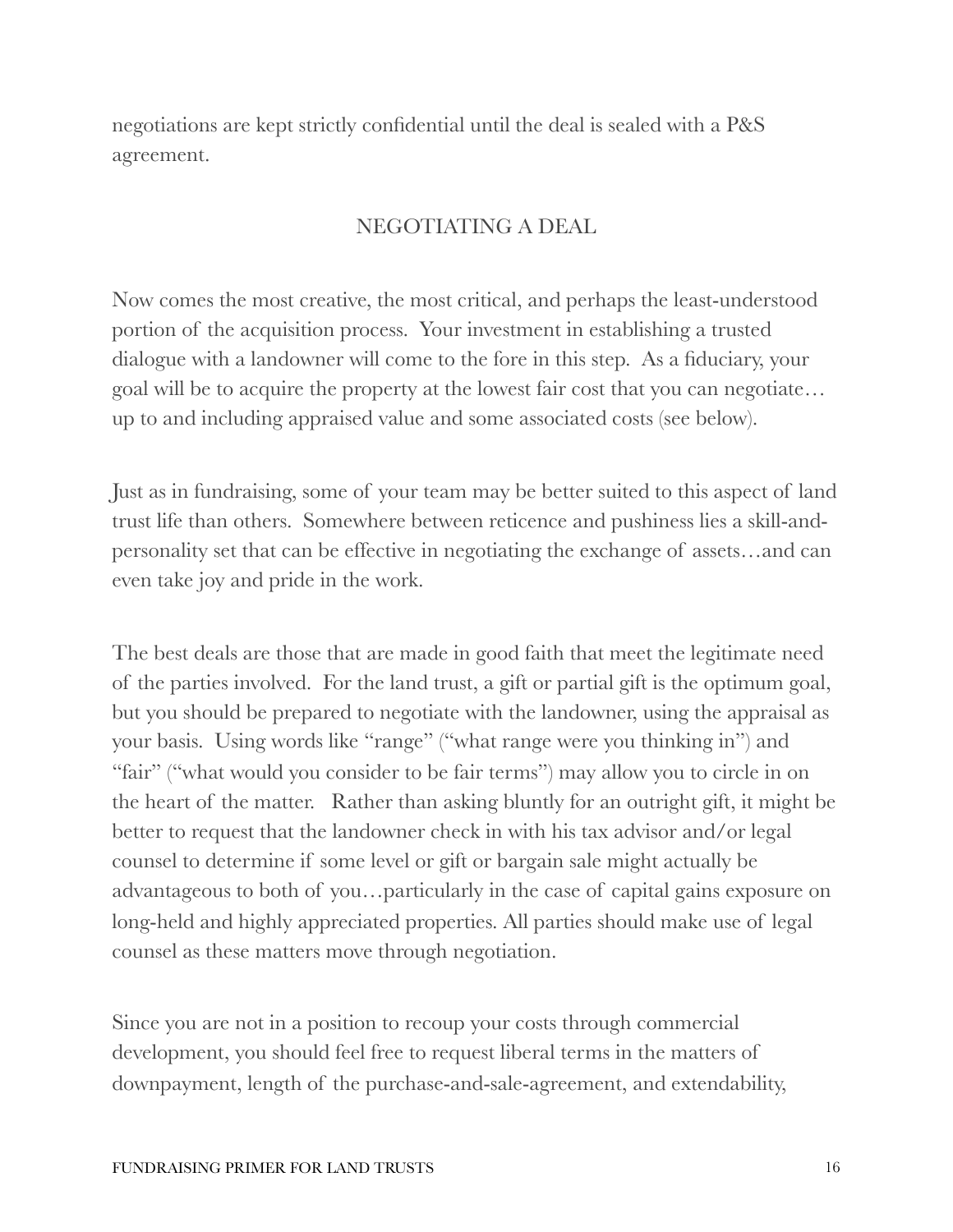negotiations are kept strictly confidential until the deal is sealed with a P&S agreement.

## NEGOTIATING A DEAL

Now comes the most creative, the most critical, and perhaps the least-understood portion of the acquisition process. Your investment in establishing a trusted dialogue with a landowner will come to the fore in this step. As a fiduciary, your goal will be to acquire the property at the lowest fair cost that you can negotiate… up to and including appraised value and some associated costs (see below).

Just as in fundraising, some of your team may be better suited to this aspect of land trust life than others. Somewhere between reticence and pushiness lies a skill-and-personality set that can be effective in negotiating the exchange of assets…and can even take joy and pride in the work.

The best deals are those that are made in good faith that meet the legitimate need of the parties involved. For the land trust, a gift or partial gift is the optimum goal, but you should be prepared to negotiate with the landowner, using the appraisal as your basis. Using words like "range" ("what range were you thinking in") and "fair" ("what would you consider to be fair terms") may allow you to circle in on the heart of the matter. Rather than asking bluntly for an outright gift, it might be better to request that the landowner check in with his tax advisor and/or legal counsel to determine if some level or gift or bargain sale might actually be advantageous to both of you…particularly in the case of capital gains exposure on long-held and highly appreciated properties. All parties should make use of legal counsel as these matters move through negotiation.

Since you are not in a position to recoup your costs through commercial development, you should feel free to request liberal terms in the matters of downpayment, length of the purchase-and-sale-agreement, and extendability,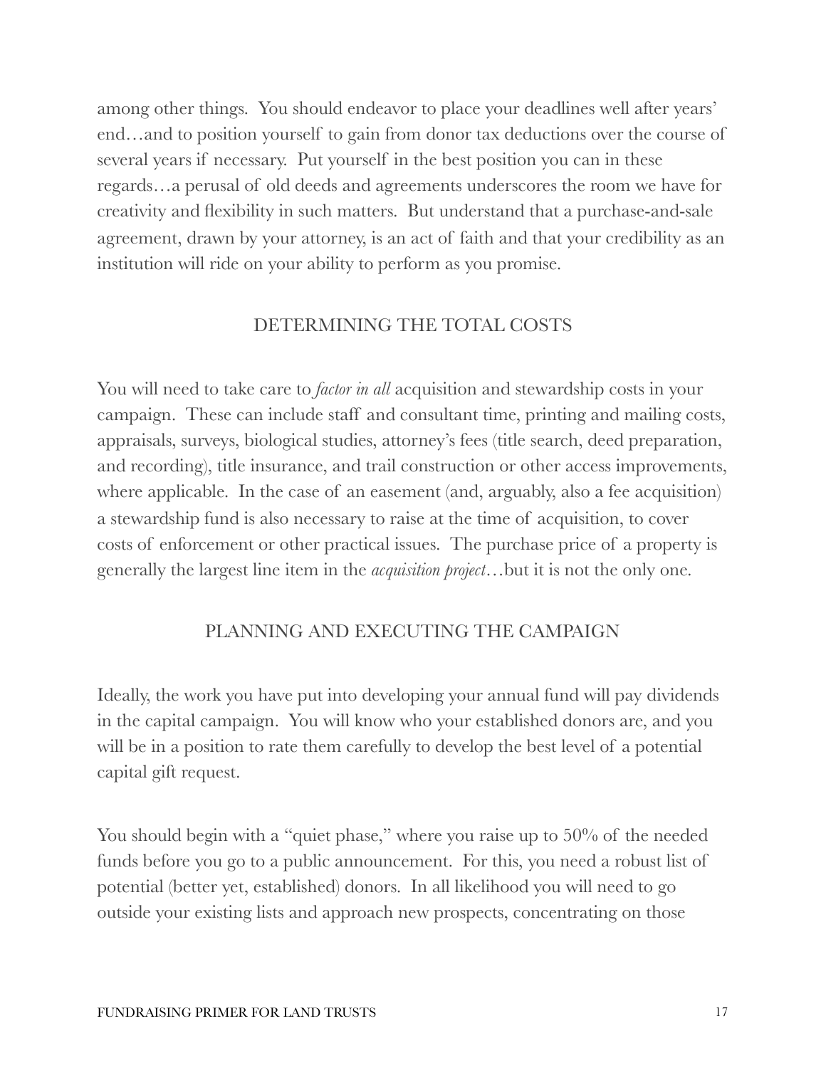among other things. You should endeavor to place your deadlines well after years' end…and to position yourself to gain from donor tax deductions over the course of several years if necessary. Put yourself in the best position you can in these regards…a perusal of old deeds and agreements underscores the room we have for creativity and flexibility in such matters. But understand that a purchase-and-sale agreement, drawn by your attorney, is an act of faith and that your credibility as an institution will ride on your ability to perform as you promise.

## DETERMINING THE TOTAL COSTS

You will need to take care to *factor in all* acquisition and stewardship costs in your campaign. These can include staff and consultant time, printing and mailing costs, appraisals, surveys, biological studies, attorney's fees (title search, deed preparation, and recording), title insurance, and trail construction or other access improvements, where applicable. In the case of an easement (and, arguably, also a fee acquisition) a stewardship fund is also necessary to raise at the time of acquisition, to cover costs of enforcement or other practical issues. The purchase price of a property is generally the largest line item in the *acquisition project*…but it is not the only one.

## PLANNING AND EXECUTING THE CAMPAIGN

Ideally, the work you have put into developing your annual fund will pay dividends in the capital campaign. You will know who your established donors are, and you will be in a position to rate them carefully to develop the best level of a potential capital gift request.

You should begin with a "quiet phase," where you raise up to 50% of the needed funds before you go to a public announcement. For this, you need a robust list of potential (better yet, established) donors. In all likelihood you will need to go outside your existing lists and approach new prospects, concentrating on those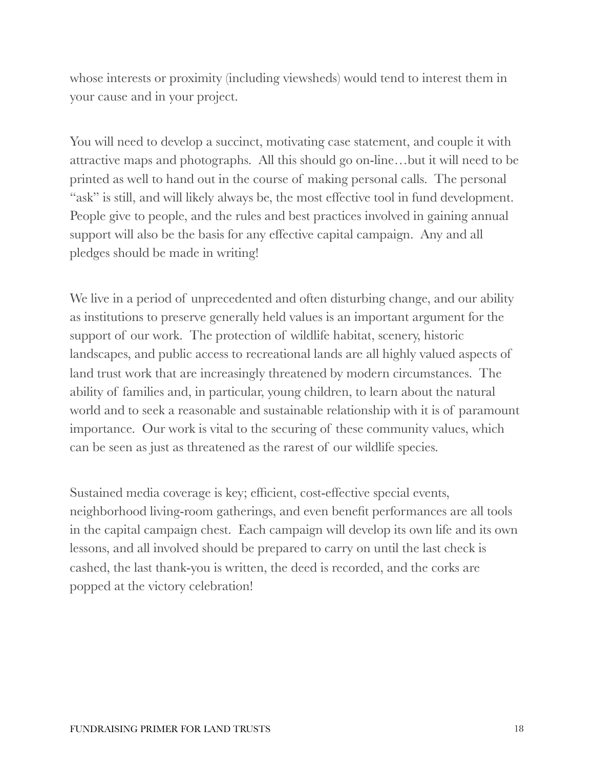whose interests or proximity (including viewsheds) would tend to interest them in your cause and in your project.

You will need to develop a succinct, motivating case statement, and couple it with attractive maps and photographs. All this should go on-line…but it will need to be printed as well to hand out in the course of making personal calls. The personal "ask" is still, and will likely always be, the most effective tool in fund development. People give to people, and the rules and best practices involved in gaining annual support will also be the basis for any effective capital campaign. Any and all pledges should be made in writing!

We live in a period of unprecedented and often disturbing change, and our ability as institutions to preserve generally held values is an important argument for the support of our work. The protection of wildlife habitat, scenery, historic landscapes, and public access to recreational lands are all highly valued aspects of land trust work that are increasingly threatened by modern circumstances. The ability of families and, in particular, young children, to learn about the natural world and to seek a reasonable and sustainable relationship with it is of paramount importance. Our work is vital to the securing of these community values, which can be seen as just as threatened as the rarest of our wildlife species.

Sustained media coverage is key; efficient, cost-effective special events, neighborhood living-room gatherings, and even benefit performances are all tools in the capital campaign chest. Each campaign will develop its own life and its own lessons, and all involved should be prepared to carry on until the last check is cashed, the last thank-you is written, the deed is recorded, and the corks are popped at the victory celebration!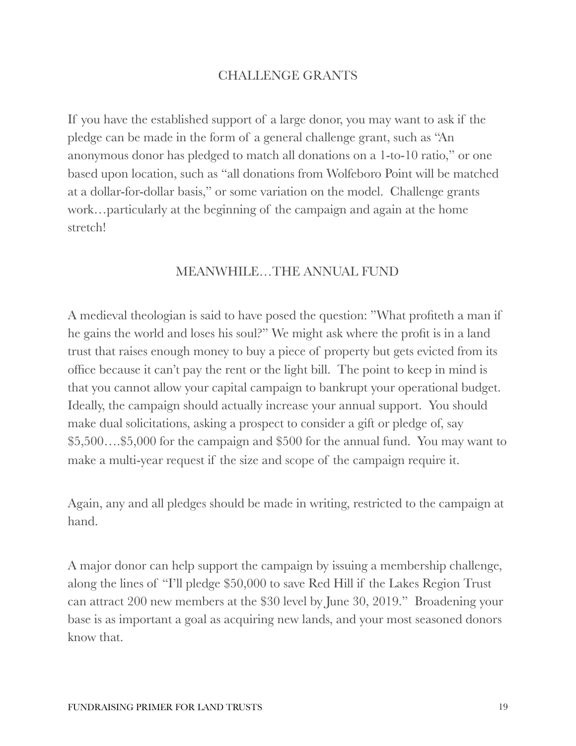## CHALLENGE GRANTS

If you have the established support of a large donor, you may want to ask if the pledge can be made in the form of a general challenge grant, such as "An anonymous donor has pledged to match all donations on a 1-to-10 ratio," or one based upon location, such as "all donations from Wolfeboro Point will be matched at a dollar-for-dollar basis," or some variation on the model. Challenge grants work…particularly at the beginning of the campaign and again at the home stretch!

## MEANWHILE…THE ANNUAL FUND

A medieval theologian is said to have posed the question: "What profiteth a man if he gains the world and loses his soul?" We might ask where the profit is in a land trust that raises enough money to buy a piece of property but gets evicted from its office because it can't pay the rent or the light bill. The point to keep in mind is that you cannot allow your capital campaign to bankrupt your operational budget. Ideally, the campaign should actually increase your annual support. You should make dual solicitations, asking a prospect to consider a gift or pledge of, say $5,500….$5,000 for the campaign and $500 for the annual fund. You may want to make a multi-year request if the size and scope of the campaign require it.

Again, any and all pledges should be made in writing, restricted to the campaign at hand.

A major donor can help support the campaign by issuing a membership challenge, along the lines of "I'll pledge $50,000 to save Red Hill if the Lakes Region Trust can attract 200 new members at the $30 level by June 30, 2019." Broadening your base is as important a goal as acquiring new lands, and your most seasoned donors know that.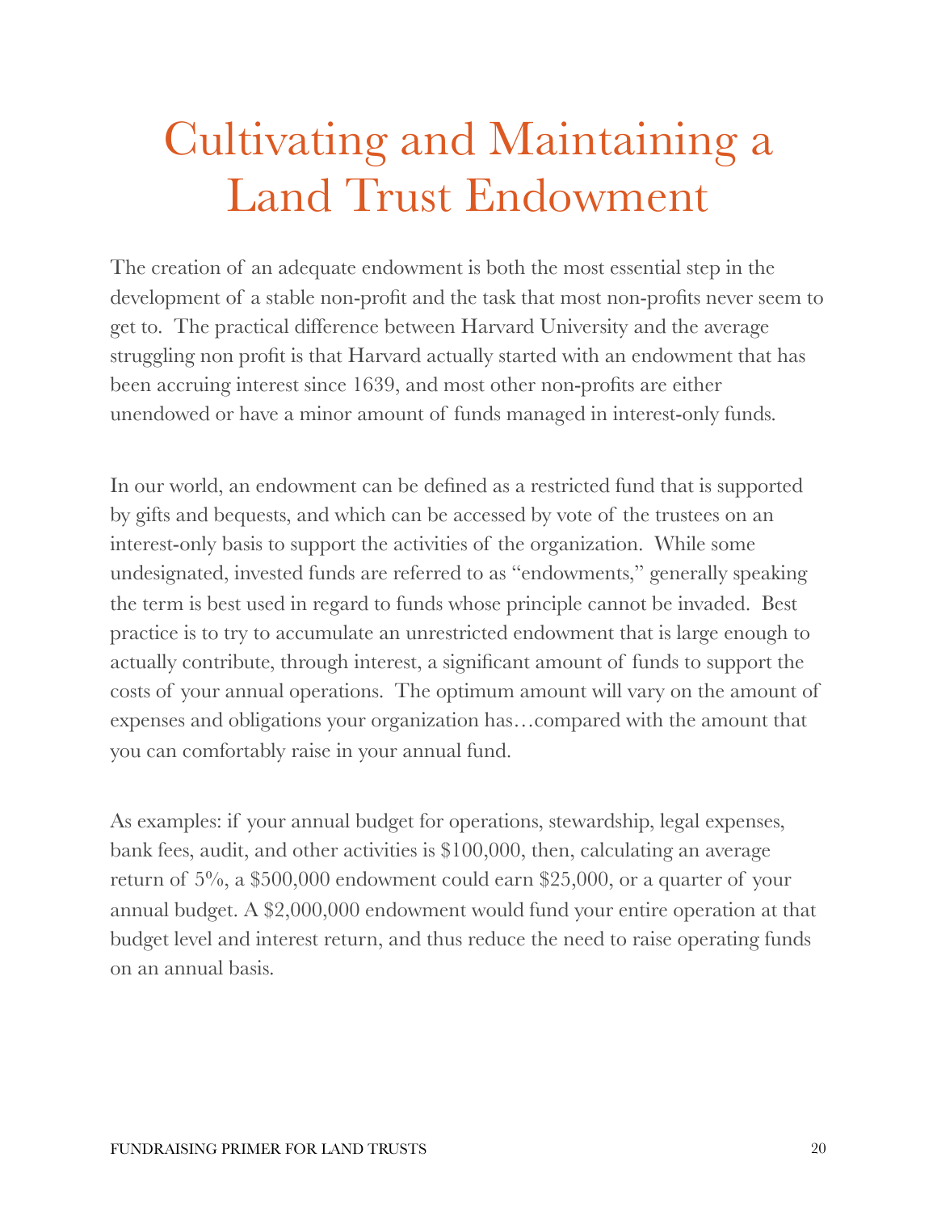# Cultivating and Maintaining a Land Trust Endowment

The creation of an adequate endowment is both the most essential step in the development of a stable non-profit and the task that most non-profits never seem to get to. The practical difference between Harvard University and the average struggling non profit is that Harvard actually started with an endowment that has been accruing interest since 1639, and most other non-profits are either unendowed or have a minor amount of funds managed in interest-only funds.

In our world, an endowment can be defined as a restricted fund that is supported by gifts and bequests, and which can be accessed by vote of the trustees on an interest-only basis to support the activities of the organization. While some undesignated, invested funds are referred to as "endowments," generally speaking the term is best used in regard to funds whose principle cannot be invaded. Best practice is to try to accumulate an unrestricted endowment that is large enough to actually contribute, through interest, a significant amount of funds to support the costs of your annual operations. The optimum amount will vary on the amount of expenses and obligations your organization has…compared with the amount that you can comfortably raise in your annual fund.

As examples: if your annual budget for operations, stewardship, legal expenses, bank fees, audit, and other activities is $100,000, then, calculating an average return of 5%, a $500,000 endowment could earn $25,000, or a quarter of your annual budget. A $2,000,000 endowment would fund your entire operation at that budget level and interest return, and thus reduce the need to raise operating funds on an annual basis.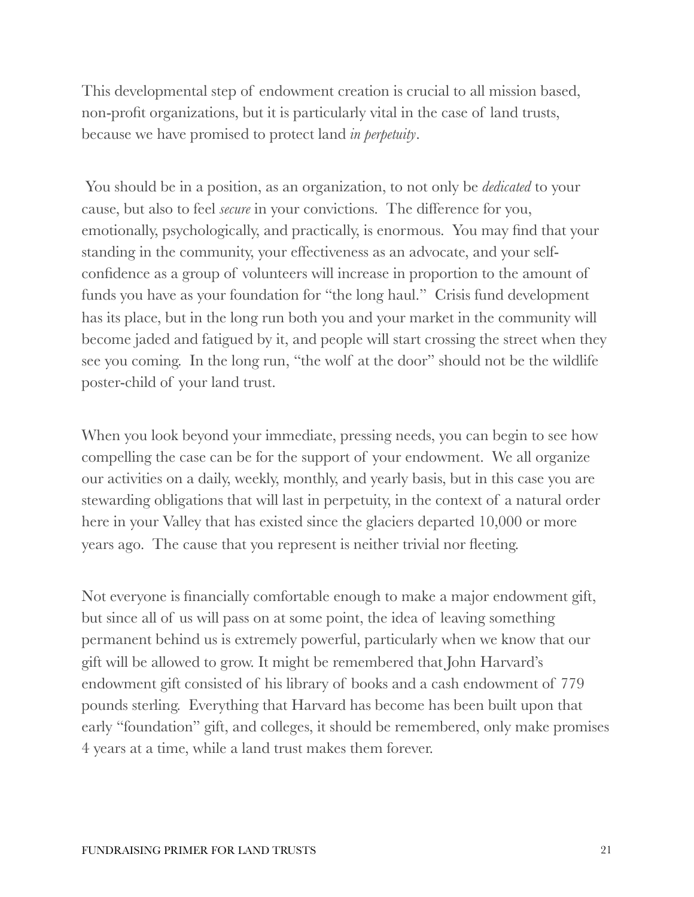This developmental step of endowment creation is crucial to all mission based, non-profit organizations, but it is particularly vital in the case of land trusts, because we have promised to protect land *in perpetuity*.

You should be in a position, as an organization, to not only be *dedicated* to your cause, but also to feel *secure* in your convictions. The difference for you, emotionally, psychologically, and practically, is enormous. You may find that your standing in the community, your effectiveness as an advocate, and your self-confidence as a group of volunteers will increase in proportion to the amount of funds you have as your foundation for "the long haul." Crisis fund development has its place, but in the long run both you and your market in the community will become jaded and fatigued by it, and people will start crossing the street when they see you coming. In the long run, "the wolf at the door" should not be the wildlife poster-child of your land trust.

When you look beyond your immediate, pressing needs, you can begin to see how compelling the case can be for the support of your endowment. We all organize our activities on a daily, weekly, monthly, and yearly basis, but in this case you are stewarding obligations that will last in perpetuity, in the context of a natural order here in your Valley that has existed since the glaciers departed 10,000 or more years ago. The cause that you represent is neither trivial nor fleeting.

Not everyone is financially comfortable enough to make a major endowment gift, but since all of us will pass on at some point, the idea of leaving something permanent behind us is extremely powerful, particularly when we know that our gift will be allowed to grow. It might be remembered that John Harvard's endowment gift consisted of his library of books and a cash endowment of 779 pounds sterling. Everything that Harvard has become has been built upon that early "foundation" gift, and colleges, it should be remembered, only make promises 4 years at a time, while a land trust makes them forever.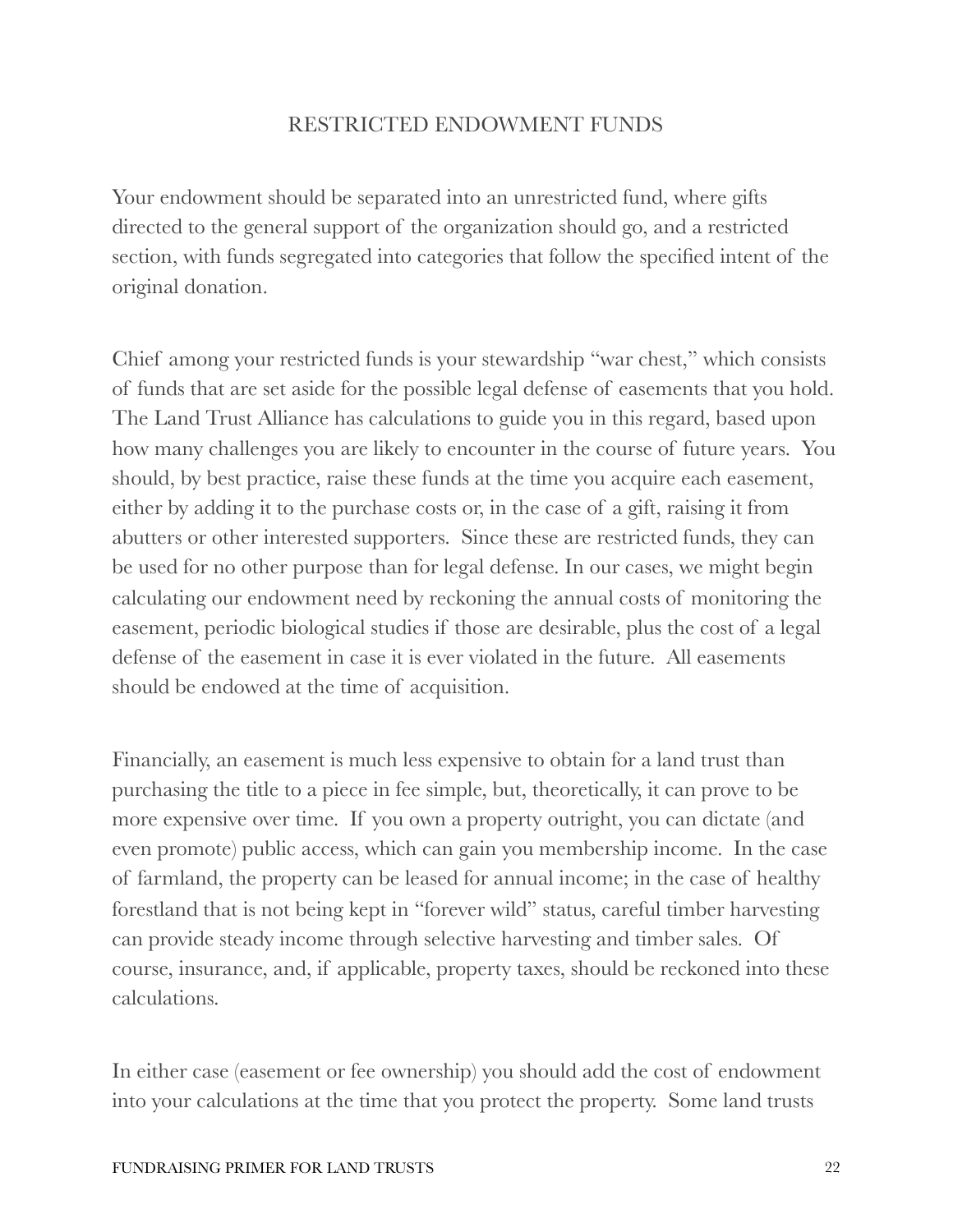## RESTRICTED ENDOWMENT FUNDS

Your endowment should be separated into an unrestricted fund, where gifts directed to the general support of the organization should go, and a restricted section, with funds segregated into categories that follow the specified intent of the original donation.

Chief among your restricted funds is your stewardship "war chest," which consists of funds that are set aside for the possible legal defense of easements that you hold. The Land Trust Alliance has calculations to guide you in this regard, based upon how many challenges you are likely to encounter in the course of future years. You should, by best practice, raise these funds at the time you acquire each easement, either by adding it to the purchase costs or, in the case of a gift, raising it from abutters or other interested supporters. Since these are restricted funds, they can be used for no other purpose than for legal defense. In our cases, we might begin calculating our endowment need by reckoning the annual costs of monitoring the easement, periodic biological studies if those are desirable, plus the cost of a legal defense of the easement in case it is ever violated in the future. All easements should be endowed at the time of acquisition.

Financially, an easement is much less expensive to obtain for a land trust than purchasing the title to a piece in fee simple, but, theoretically, it can prove to be more expensive over time. If you own a property outright, you can dictate (and even promote) public access, which can gain you membership income. In the case of farmland, the property can be leased for annual income; in the case of healthy forestland that is not being kept in "forever wild" status, careful timber harvesting can provide steady income through selective harvesting and timber sales. Of course, insurance, and, if applicable, property taxes, should be reckoned into these calculations.

In either case (easement or fee ownership) you should add the cost of endowment into your calculations at the time that you protect the property. Some land trusts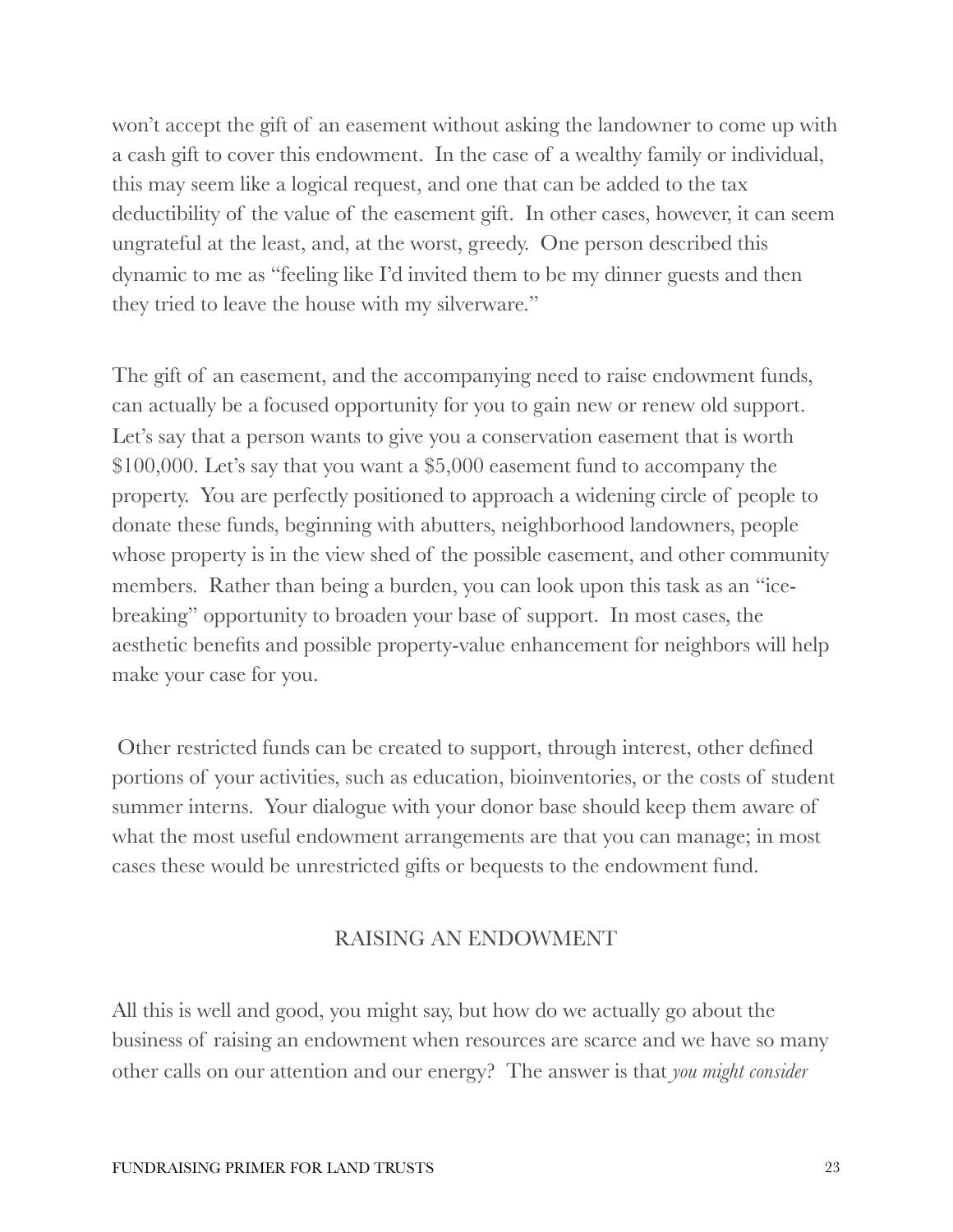won't accept the gift of an easement without asking the landowner to come up with a cash gift to cover this endowment. In the case of a wealthy family or individual, this may seem like a logical request, and one that can be added to the tax deductibility of the value of the easement gift. In other cases, however, it can seem ungrateful at the least, and, at the worst, greedy. One person described this dynamic to me as "feeling like I'd invited them to be my dinner guests and then they tried to leave the house with my silverware."

The gift of an easement, and the accompanying need to raise endowment funds, can actually be a focused opportunity for you to gain new or renew old support. Let's say that a person wants to give you a conservation easement that is worth $100,000. Let's say that you want a $5,000 easement fund to accompany the property. You are perfectly positioned to approach a widening circle of people to donate these funds, beginning with abutters, neighborhood landowners, people whose property is in the view shed of the possible easement, and other community members. Rather than being a burden, you can look upon this task as an "ice-breaking" opportunity to broaden your base of support. In most cases, the aesthetic benefits and possible property-value enhancement for neighbors will help make your case for you.

Other restricted funds can be created to support, through interest, other defined portions of your activities, such as education, bioinventories, or the costs of student summer interns. Your dialogue with your donor base should keep them aware of what the most useful endowment arrangements are that you can manage; in most cases these would be unrestricted gifts or bequests to the endowment fund.

## RAISING AN ENDOWMENT

All this is well and good, you might say, but how do we actually go about the business of raising an endowment when resources are scarce and we have so many other calls on our attention and our energy? The answer is that *you might consider*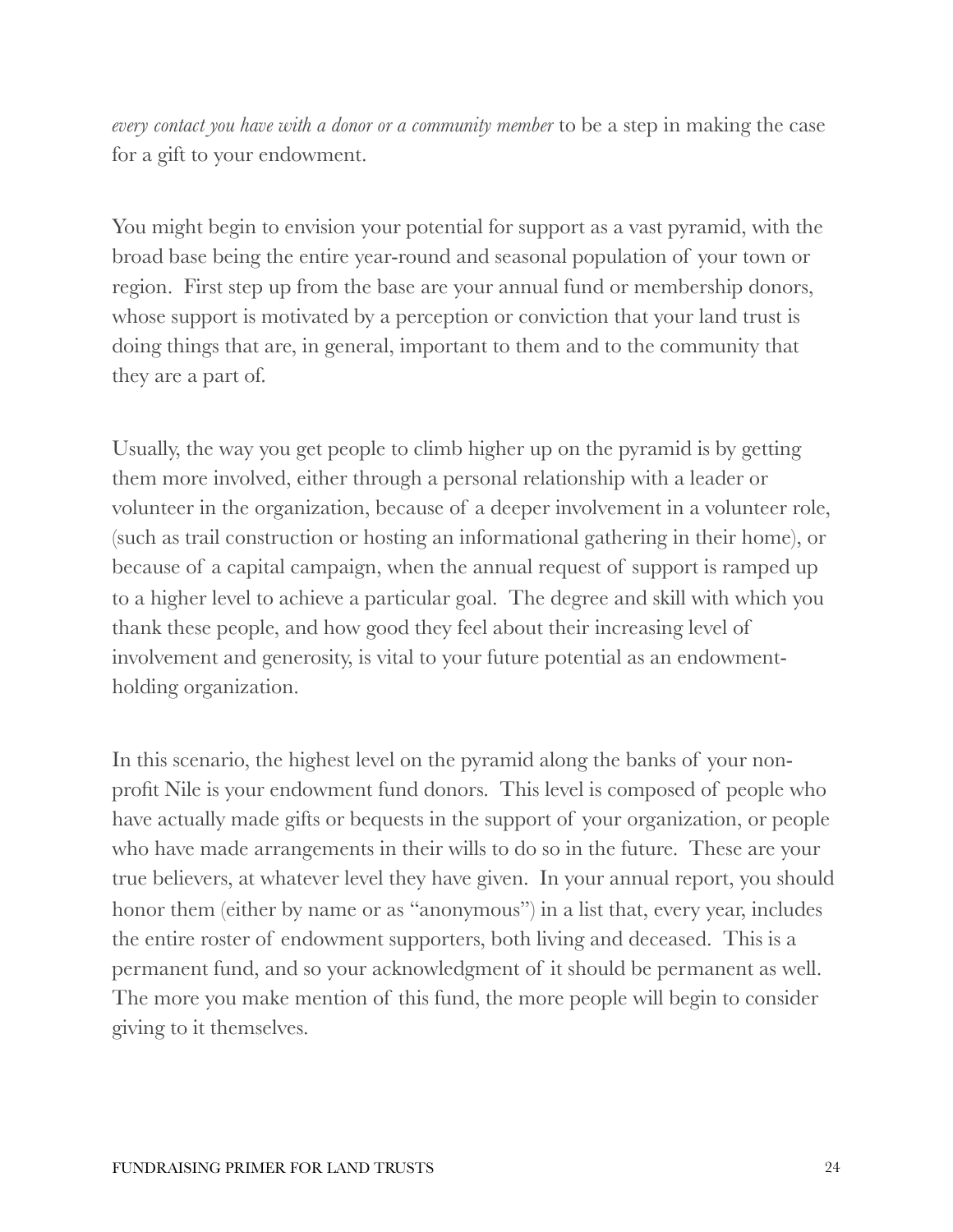*every contact you have with a donor or a community member* to be a step in making the case for a gift to your endowment.

You might begin to envision your potential for support as a vast pyramid, with the broad base being the entire year-round and seasonal population of your town or region. First step up from the base are your annual fund or membership donors, whose support is motivated by a perception or conviction that your land trust is doing things that are, in general, important to them and to the community that they are a part of.

Usually, the way you get people to climb higher up on the pyramid is by getting them more involved, either through a personal relationship with a leader or volunteer in the organization, because of a deeper involvement in a volunteer role, (such as trail construction or hosting an informational gathering in their home), or because of a capital campaign, when the annual request of support is ramped up to a higher level to achieve a particular goal. The degree and skill with which you thank these people, and how good they feel about their increasing level of involvement and generosity, is vital to your future potential as an endowment-holding organization.

In this scenario, the highest level on the pyramid along the banks of your non-profit Nile is your endowment fund donors. This level is composed of people who have actually made gifts or bequests in the support of your organization, or people who have made arrangements in their wills to do so in the future. These are your true believers, at whatever level they have given. In your annual report, you should honor them (either by name or as "anonymous") in a list that, every year, includes the entire roster of endowment supporters, both living and deceased. This is a permanent fund, and so your acknowledgment of it should be permanent as well. The more you make mention of this fund, the more people will begin to consider giving to it themselves.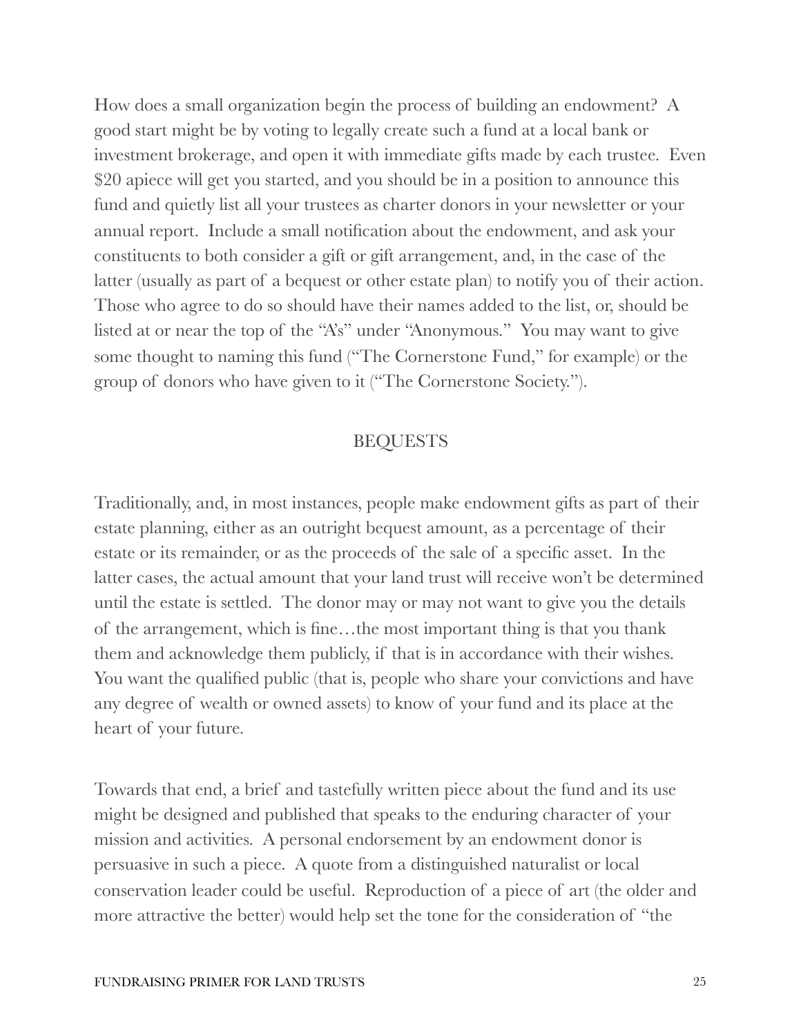How does a small organization begin the process of building an endowment? A good start might be by voting to legally create such a fund at a local bank or investment brokerage, and open it with immediate gifts made by each trustee. Even $20 apiece will get you started, and you should be in a position to announce this fund and quietly list all your trustees as charter donors in your newsletter or your annual report. Include a small notification about the endowment, and ask your constituents to both consider a gift or gift arrangement, and, in the case of the latter (usually as part of a bequest or other estate plan) to notify you of their action. Those who agree to do so should have their names added to the list, or, should be listed at or near the top of the "A's" under "Anonymous." You may want to give some thought to naming this fund ("The Cornerstone Fund," for example) or the group of donors who have given to it ("The Cornerstone Society.").

## BEQUESTS

Traditionally, and, in most instances, people make endowment gifts as part of their estate planning, either as an outright bequest amount, as a percentage of their estate or its remainder, or as the proceeds of the sale of a specific asset. In the latter cases, the actual amount that your land trust will receive won't be determined until the estate is settled. The donor may or may not want to give you the details of the arrangement, which is fine…the most important thing is that you thank them and acknowledge them publicly, if that is in accordance with their wishes. You want the qualified public (that is, people who share your convictions and have any degree of wealth or owned assets) to know of your fund and its place at the heart of your future.

Towards that end, a brief and tastefully written piece about the fund and its use might be designed and published that speaks to the enduring character of your mission and activities. A personal endorsement by an endowment donor is persuasive in such a piece. A quote from a distinguished naturalist or local conservation leader could be useful. Reproduction of a piece of art (the older and more attractive the better) would help set the tone for the consideration of "the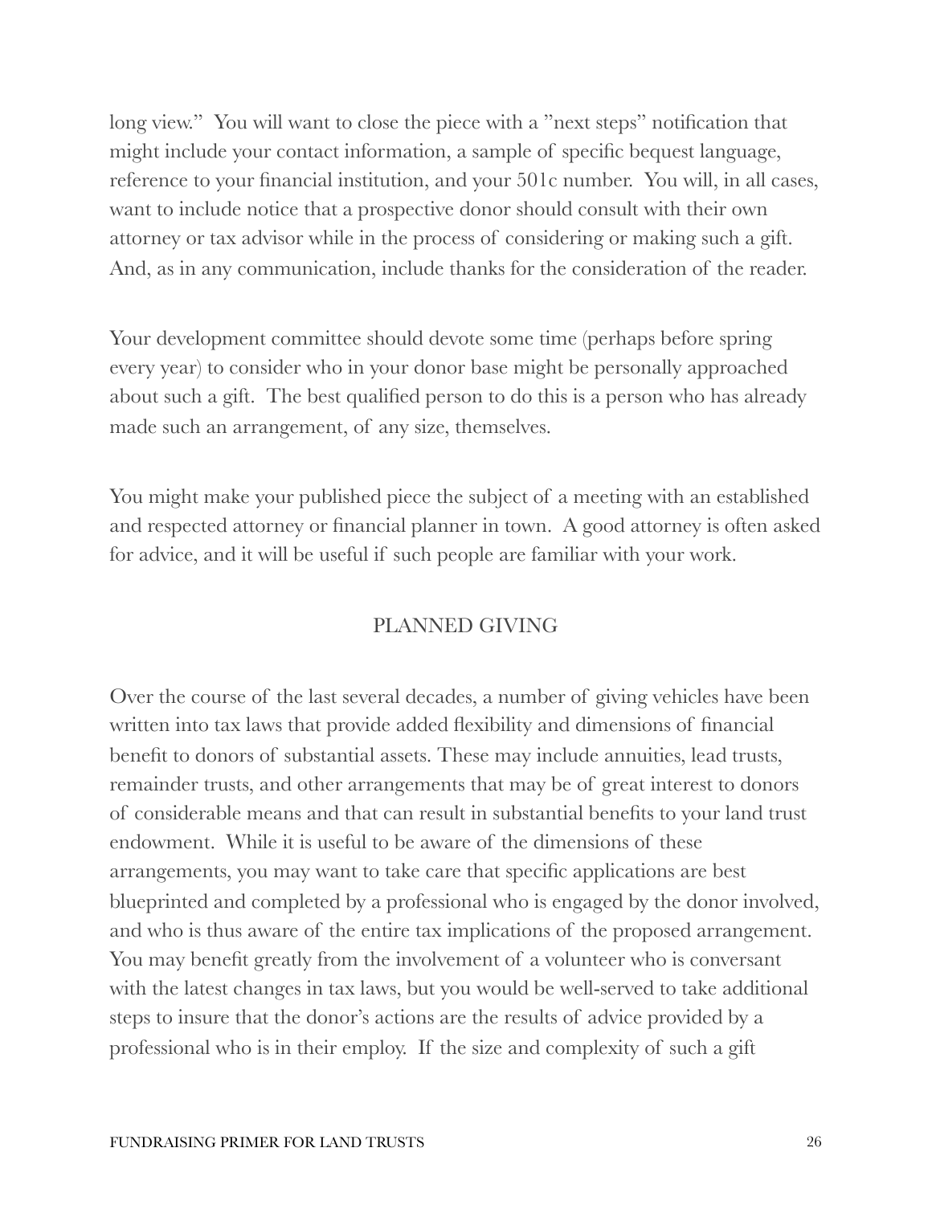long view." You will want to close the piece with a "next steps" notification that might include your contact information, a sample of specific bequest language, reference to your financial institution, and your 501c number. You will, in all cases, want to include notice that a prospective donor should consult with their own attorney or tax advisor while in the process of considering or making such a gift. And, as in any communication, include thanks for the consideration of the reader.

Your development committee should devote some time (perhaps before spring every year) to consider who in your donor base might be personally approached about such a gift. The best qualified person to do this is a person who has already made such an arrangement, of any size, themselves.

You might make your published piece the subject of a meeting with an established and respected attorney or financial planner in town. A good attorney is often asked for advice, and it will be useful if such people are familiar with your work.

## PLANNED GIVING

Over the course of the last several decades, a number of giving vehicles have been written into tax laws that provide added flexibility and dimensions of financial benefit to donors of substantial assets. These may include annuities, lead trusts, remainder trusts, and other arrangements that may be of great interest to donors of considerable means and that can result in substantial benefits to your land trust endowment. While it is useful to be aware of the dimensions of these arrangements, you may want to take care that specific applications are best blueprinted and completed by a professional who is engaged by the donor involved, and who is thus aware of the entire tax implications of the proposed arrangement. You may benefit greatly from the involvement of a volunteer who is conversant with the latest changes in tax laws, but you would be well-served to take additional steps to insure that the donor's actions are the results of advice provided by a professional who is in their employ. If the size and complexity of such a gift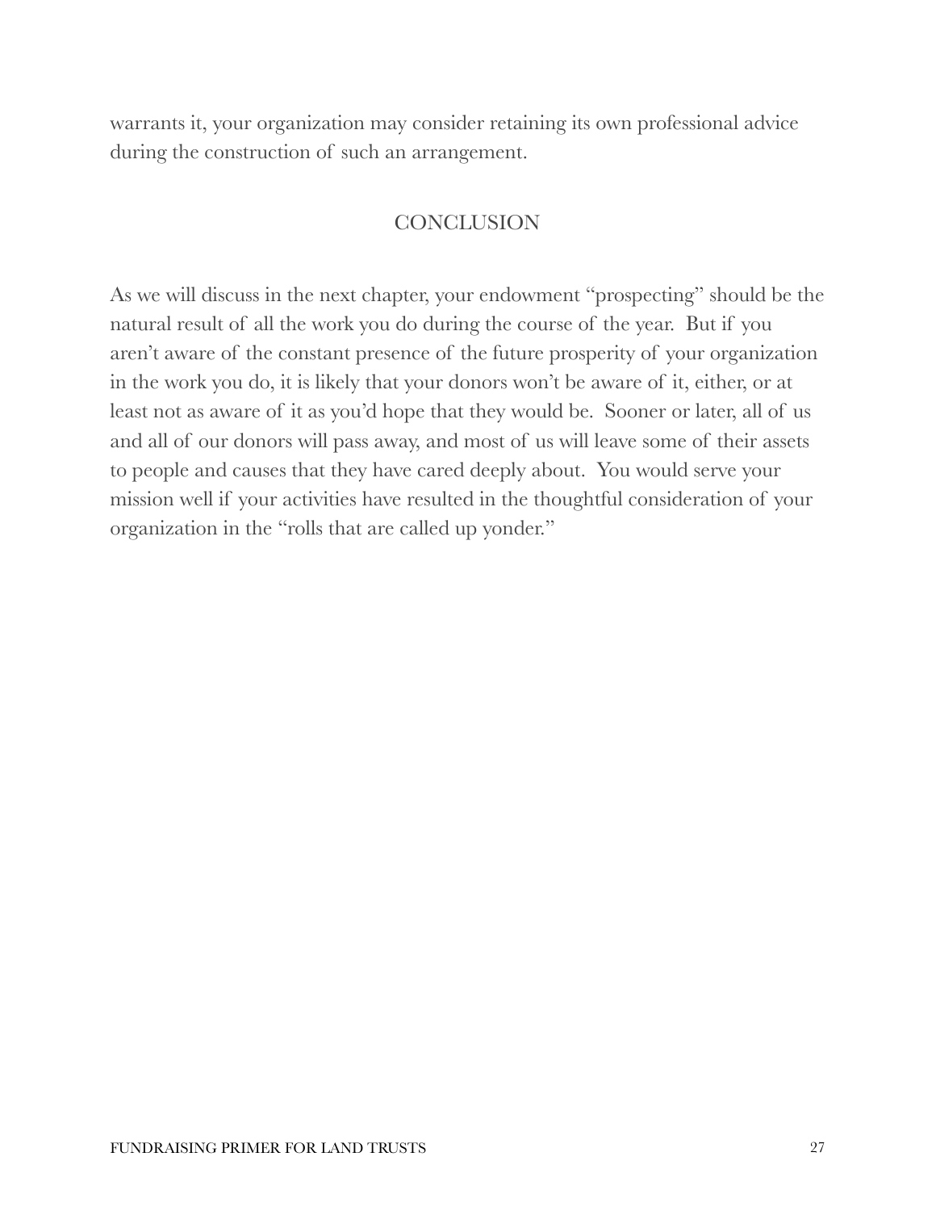warrants it, your organization may consider retaining its own professional advice during the construction of such an arrangement.

## CONCLUSION

As we will discuss in the next chapter, your endowment "prospecting" should be the natural result of all the work you do during the course of the year. But if you aren't aware of the constant presence of the future prosperity of your organization in the work you do, it is likely that your donors won't be aware of it, either, or at least not as aware of it as you'd hope that they would be. Sooner or later, all of us and all of our donors will pass away, and most of us will leave some of their assets to people and causes that they have cared deeply about. You would serve your mission well if your activities have resulted in the thoughtful consideration of your organization in the "rolls that are called up yonder."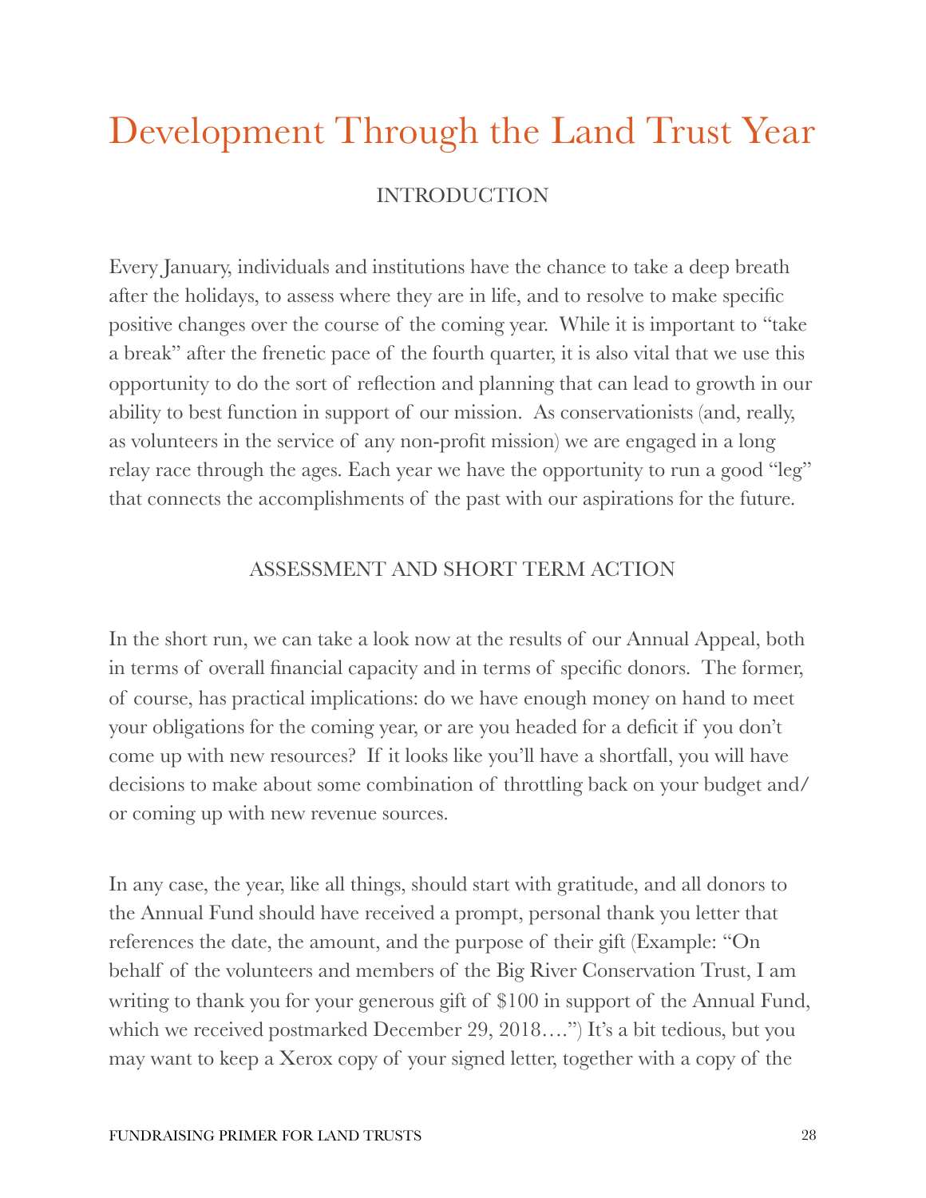# Development Through the Land Trust Year

## INTRODUCTION

Every January, individuals and institutions have the chance to take a deep breath after the holidays, to assess where they are in life, and to resolve to make specific positive changes over the course of the coming year. While it is important to "take a break" after the frenetic pace of the fourth quarter, it is also vital that we use this opportunity to do the sort of reflection and planning that can lead to growth in our ability to best function in support of our mission. As conservationists (and, really, as volunteers in the service of any non-profit mission) we are engaged in a long relay race through the ages. Each year we have the opportunity to run a good "leg" that connects the accomplishments of the past with our aspirations for the future.

## ASSESSMENT AND SHORT TERM ACTION

In the short run, we can take a look now at the results of our Annual Appeal, both in terms of overall financial capacity and in terms of specific donors. The former, of course, has practical implications: do we have enough money on hand to meet your obligations for the coming year, or are you headed for a deficit if you don't come up with new resources? If it looks like you'll have a shortfall, you will have decisions to make about some combination of throttling back on your budget and/or coming up with new revenue sources.

In any case, the year, like all things, should start with gratitude, and all donors to the Annual Fund should have received a prompt, personal thank you letter that references the date, the amount, and the purpose of their gift (Example: "On behalf of the volunteers and members of the Big River Conservation Trust, I am writing to thank you for your generous gift of $100 in support of the Annual Fund, which we received postmarked December 29, 2018….") It's a bit tedious, but you may want to keep a Xerox copy of your signed letter, together with a copy of the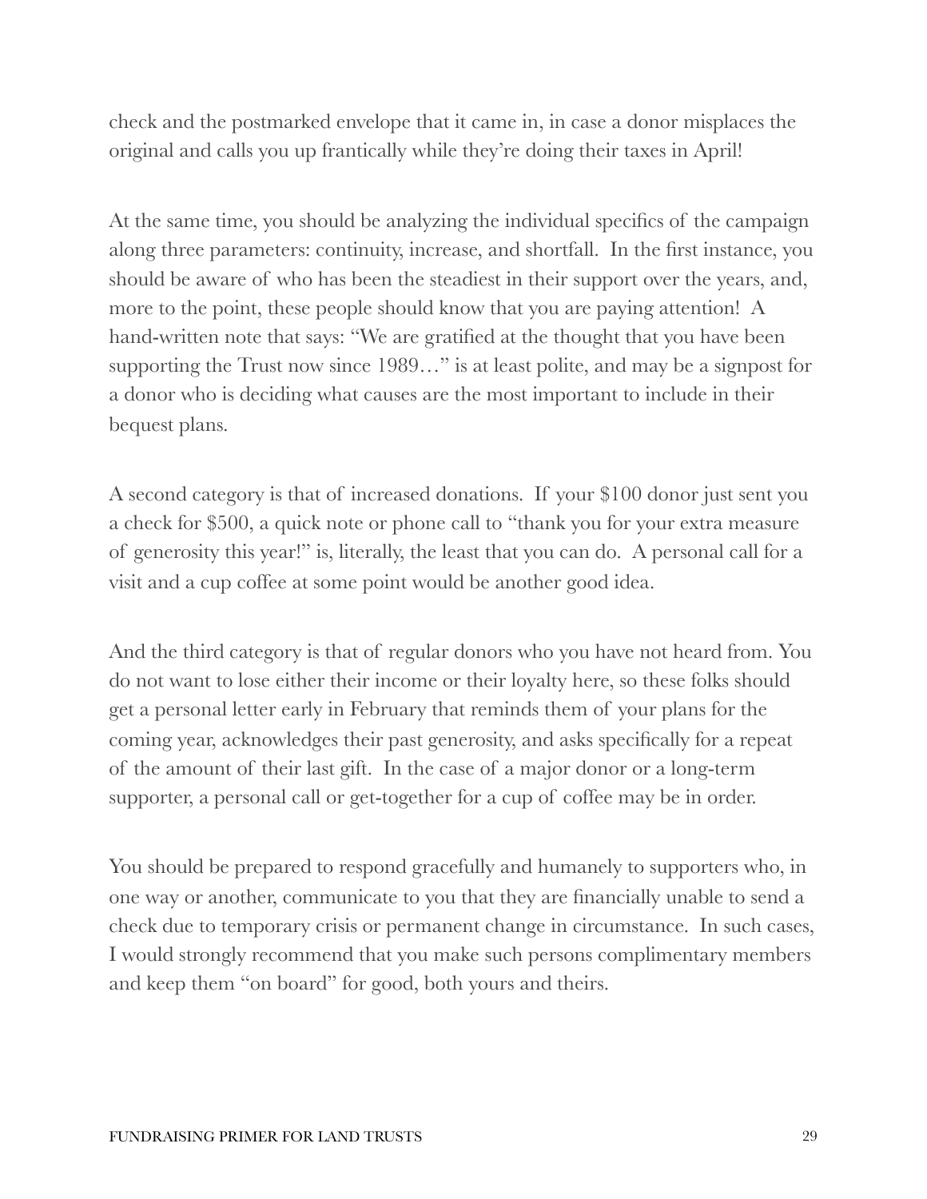check and the postmarked envelope that it came in, in case a donor misplaces the original and calls you up frantically while they're doing their taxes in April!

At the same time, you should be analyzing the individual specifics of the campaign along three parameters: continuity, increase, and shortfall. In the first instance, you should be aware of who has been the steadiest in their support over the years, and, more to the point, these people should know that you are paying attention! A hand-written note that says: "We are gratified at the thought that you have been supporting the Trust now since 1989…" is at least polite, and may be a signpost for a donor who is deciding what causes are the most important to include in their bequest plans.

A second category is that of increased donations. If your $100 donor just sent you a check for $500, a quick note or phone call to "thank you for your extra measure of generosity this year!" is, literally, the least that you can do. A personal call for a visit and a cup coffee at some point would be another good idea.

And the third category is that of regular donors who you have not heard from. You do not want to lose either their income or their loyalty here, so these folks should get a personal letter early in February that reminds them of your plans for the coming year, acknowledges their past generosity, and asks specifically for a repeat of the amount of their last gift. In the case of a major donor or a long-term supporter, a personal call or get-together for a cup of coffee may be in order.

You should be prepared to respond gracefully and humanely to supporters who, in one way or another, communicate to you that they are financially unable to send a check due to temporary crisis or permanent change in circumstance. In such cases, I would strongly recommend that you make such persons complimentary members and keep them "on board" for good, both yours and theirs.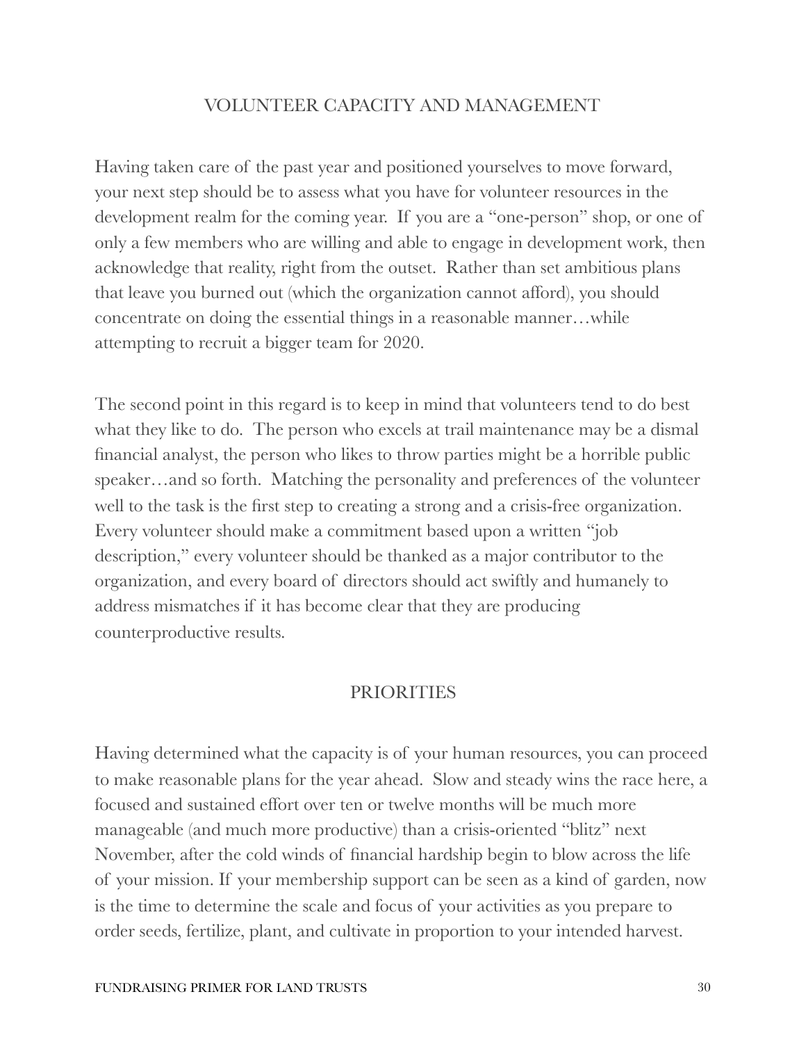## VOLUNTEER CAPACITY AND MANAGEMENT

Having taken care of the past year and positioned yourselves to move forward, your next step should be to assess what you have for volunteer resources in the development realm for the coming year. If you are a "one-person" shop, or one of only a few members who are willing and able to engage in development work, then acknowledge that reality, right from the outset. Rather than set ambitious plans that leave you burned out (which the organization cannot afford), you should concentrate on doing the essential things in a reasonable manner…while attempting to recruit a bigger team for 2020.

The second point in this regard is to keep in mind that volunteers tend to do best what they like to do. The person who excels at trail maintenance may be a dismal financial analyst, the person who likes to throw parties might be a horrible public speaker…and so forth. Matching the personality and preferences of the volunteer well to the task is the first step to creating a strong and a crisis-free organization. Every volunteer should make a commitment based upon a written "job description," every volunteer should be thanked as a major contributor to the organization, and every board of directors should act swiftly and humanely to address mismatches if it has become clear that they are producing counterproductive results.

## PRIORITIES

Having determined what the capacity is of your human resources, you can proceed to make reasonable plans for the year ahead. Slow and steady wins the race here, a focused and sustained effort over ten or twelve months will be much more manageable (and much more productive) than a crisis-oriented "blitz" next November, after the cold winds of financial hardship begin to blow across the life of your mission. If your membership support can be seen as a kind of garden, now is the time to determine the scale and focus of your activities as you prepare to order seeds, fertilize, plant, and cultivate in proportion to your intended harvest.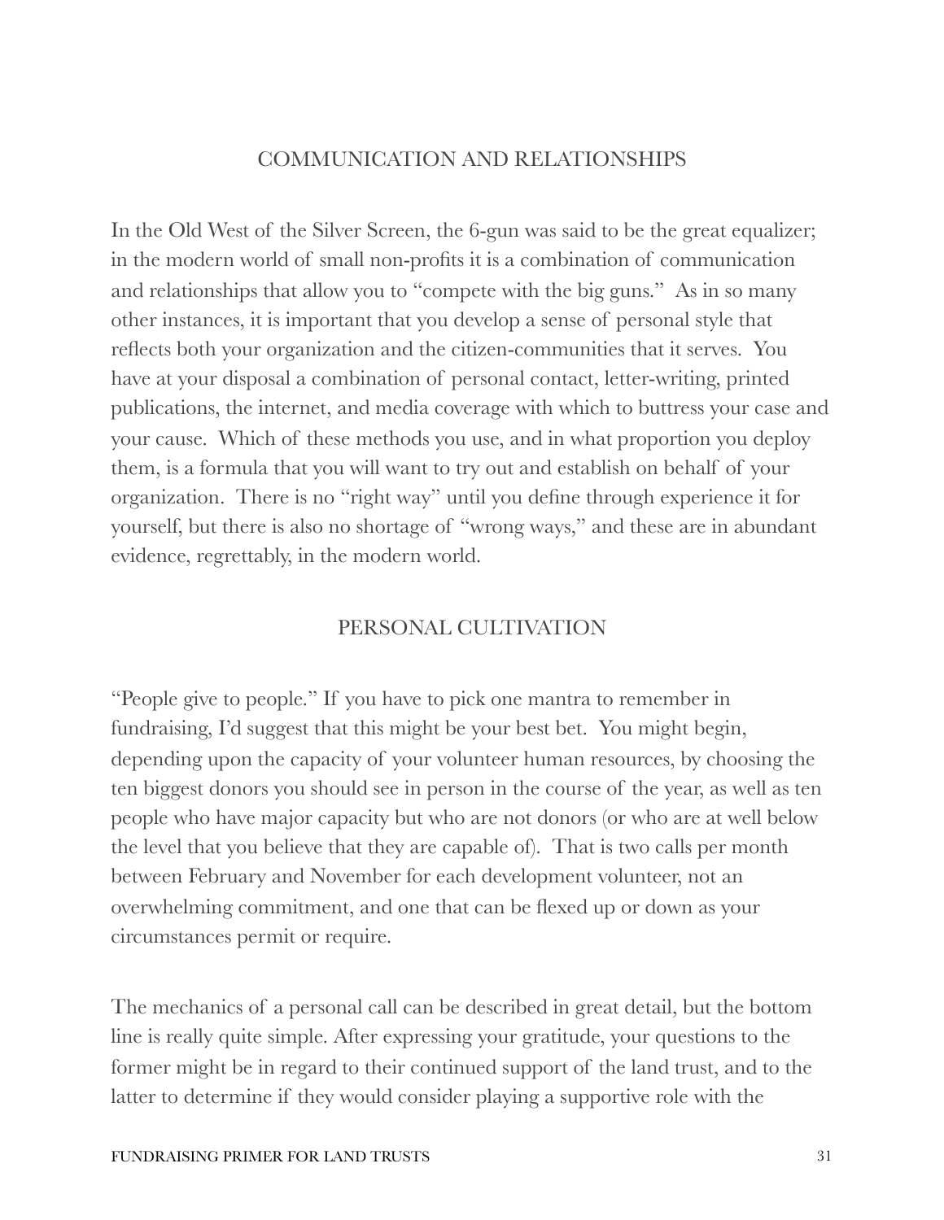## COMMUNICATION AND RELATIONSHIPS

In the Old West of the Silver Screen, the 6-gun was said to be the great equalizer; in the modern world of small non-profits it is a combination of communication and relationships that allow you to "compete with the big guns." As in so many other instances, it is important that you develop a sense of personal style that reflects both your organization and the citizen-communities that it serves. You have at your disposal a combination of personal contact, letter-writing, printed publications, the internet, and media coverage with which to buttress your case and your cause. Which of these methods you use, and in what proportion you deploy them, is a formula that you will want to try out and establish on behalf of your organization. There is no "right way" until you define through experience it for yourself, but there is also no shortage of "wrong ways," and these are in abundant evidence, regrettably, in the modern world.

## PERSONAL CULTIVATION

"People give to people." If you have to pick one mantra to remember in fundraising, I'd suggest that this might be your best bet. You might begin, depending upon the capacity of your volunteer human resources, by choosing the ten biggest donors you should see in person in the course of the year, as well as ten people who have major capacity but who are not donors (or who are at well below the level that you believe that they are capable of). That is two calls per month between February and November for each development volunteer, not an overwhelming commitment, and one that can be flexed up or down as your circumstances permit or require.

The mechanics of a personal call can be described in great detail, but the bottom line is really quite simple. After expressing your gratitude, your questions to the former might be in regard to their continued support of the land trust, and to the latter to determine if they would consider playing a supportive role with the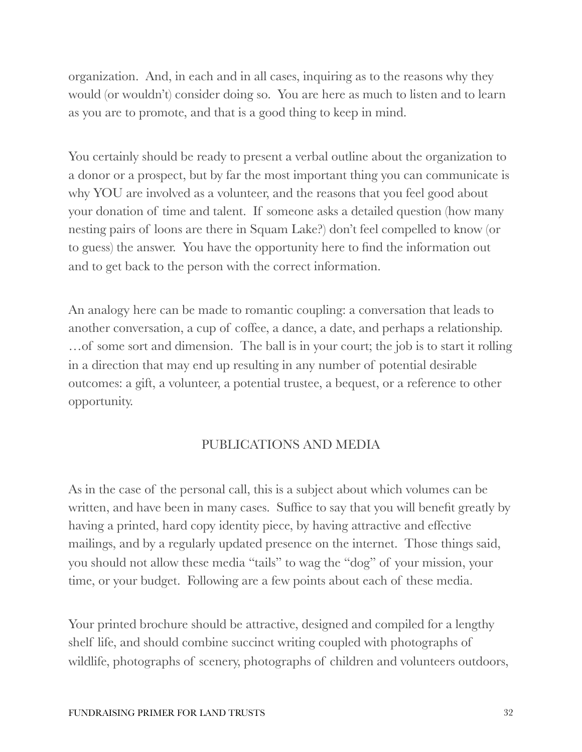organization. And, in each and in all cases, inquiring as to the reasons why they would (or wouldn't) consider doing so. You are here as much to listen and to learn as you are to promote, and that is a good thing to keep in mind.

You certainly should be ready to present a verbal outline about the organization to a donor or a prospect, but by far the most important thing you can communicate is why YOU are involved as a volunteer, and the reasons that you feel good about your donation of time and talent. If someone asks a detailed question (how many nesting pairs of loons are there in Squam Lake?) don't feel compelled to know (or to guess) the answer. You have the opportunity here to find the information out and to get back to the person with the correct information.

An analogy here can be made to romantic coupling: a conversation that leads to another conversation, a cup of coffee, a dance, a date, and perhaps a relationship. …of some sort and dimension. The ball is in your court; the job is to start it rolling in a direction that may end up resulting in any number of potential desirable outcomes: a gift, a volunteer, a potential trustee, a bequest, or a reference to other opportunity.

## PUBLICATIONS AND MEDIA

As in the case of the personal call, this is a subject about which volumes can be written, and have been in many cases. Suffice to say that you will benefit greatly by having a printed, hard copy identity piece, by having attractive and effective mailings, and by a regularly updated presence on the internet. Those things said, you should not allow these media "tails" to wag the "dog" of your mission, your time, or your budget. Following are a few points about each of these media.

Your printed brochure should be attractive, designed and compiled for a lengthy shelf life, and should combine succinct writing coupled with photographs of wildlife, photographs of scenery, photographs of children and volunteers outdoors,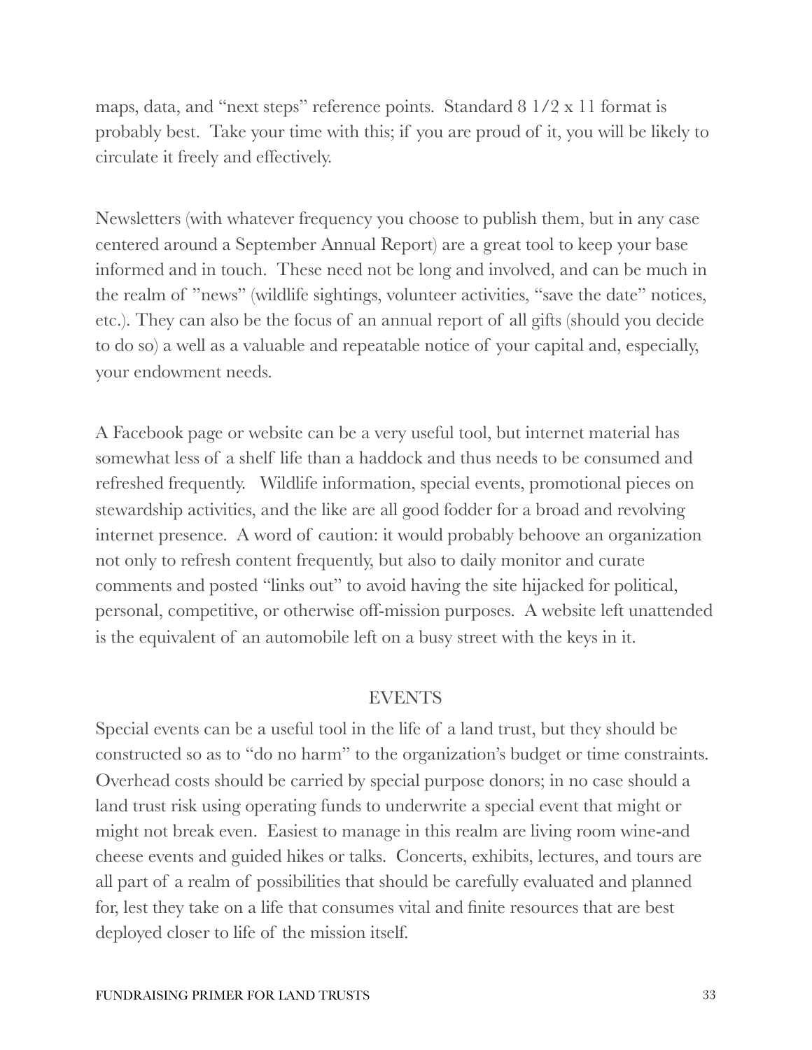maps, data, and "next steps" reference points. Standard 8 1/2 x 11 format is probably best. Take your time with this; if you are proud of it, you will be likely to circulate it freely and effectively.

Newsletters (with whatever frequency you choose to publish them, but in any case centered around a September Annual Report) are a great tool to keep your base informed and in touch. These need not be long and involved, and can be much in the realm of "news" (wildlife sightings, volunteer activities, "save the date" notices, etc.). They can also be the focus of an annual report of all gifts (should you decide to do so) a well as a valuable and repeatable notice of your capital and, especially, your endowment needs.

A Facebook page or website can be a very useful tool, but internet material has somewhat less of a shelf life than a haddock and thus needs to be consumed and refreshed frequently. Wildlife information, special events, promotional pieces on stewardship activities, and the like are all good fodder for a broad and revolving internet presence. A word of caution: it would probably behoove an organization not only to refresh content frequently, but also to daily monitor and curate comments and posted "links out" to avoid having the site hijacked for political, personal, competitive, or otherwise off-mission purposes. A website left unattended is the equivalent of an automobile left on a busy street with the keys in it.

## EVENTS

Special events can be a useful tool in the life of a land trust, but they should be constructed so as to "do no harm" to the organization's budget or time constraints. Overhead costs should be carried by special purpose donors; in no case should a land trust risk using operating funds to underwrite a special event that might or might not break even. Easiest to manage in this realm are living room wine-and cheese events and guided hikes or talks. Concerts, exhibits, lectures, and tours are all part of a realm of possibilities that should be carefully evaluated and planned for, lest they take on a life that consumes vital and finite resources that are best deployed closer to life of the mission itself.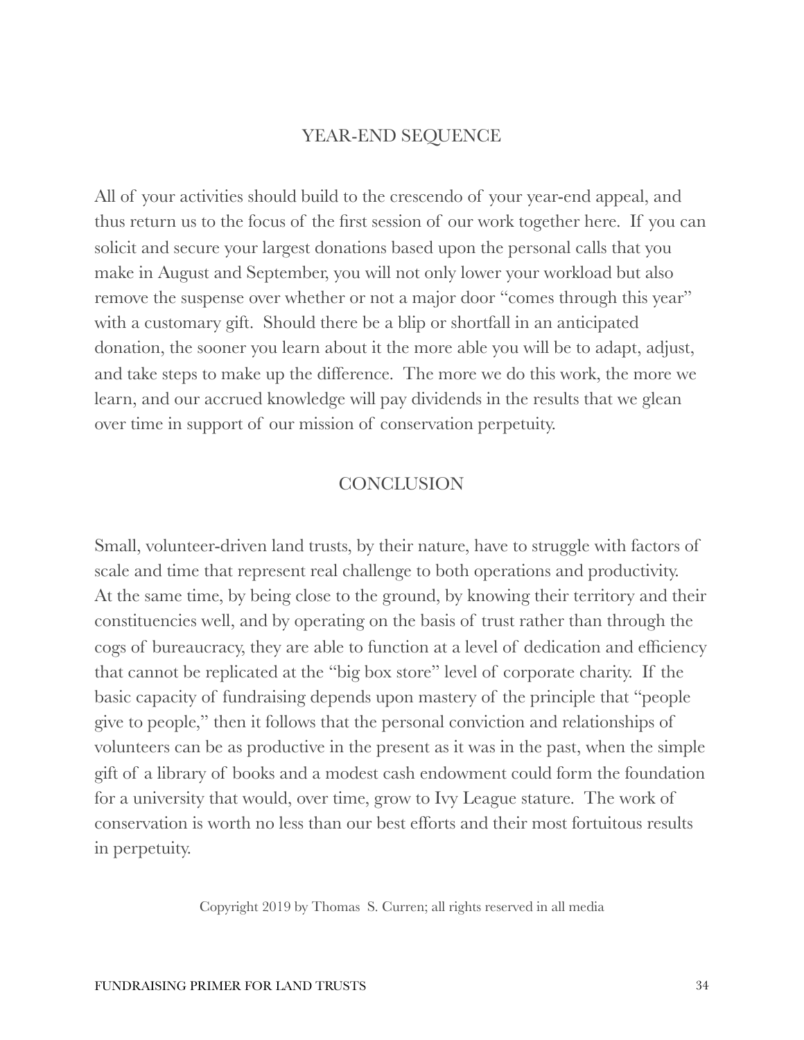## YEAR-END SEQUENCE

All of your activities should build to the crescendo of your year-end appeal, and thus return us to the focus of the first session of our work together here. If you can solicit and secure your largest donations based upon the personal calls that you make in August and September, you will not only lower your workload but also remove the suspense over whether or not a major door "comes through this year" with a customary gift. Should there be a blip or shortfall in an anticipated donation, the sooner you learn about it the more able you will be to adapt, adjust, and take steps to make up the difference. The more we do this work, the more we learn, and our accrued knowledge will pay dividends in the results that we glean over time in support of our mission of conservation perpetuity.

## CONCLUSION

Small, volunteer-driven land trusts, by their nature, have to struggle with factors of scale and time that represent real challenge to both operations and productivity. At the same time, by being close to the ground, by knowing their territory and their constituencies well, and by operating on the basis of trust rather than through the cogs of bureaucracy, they are able to function at a level of dedication and efficiency that cannot be replicated at the "big box store" level of corporate charity. If the basic capacity of fundraising depends upon mastery of the principle that "people give to people," then it follows that the personal conviction and relationships of volunteers can be as productive in the present as it was in the past, when the simple gift of a library of books and a modest cash endowment could form the foundation for a university that would, over time, grow to Ivy League stature. The work of conservation is worth no less than our best efforts and their most fortuitous results in perpetuity.

Copyright 2019 by Thomas S. Curren; all rights reserved in all media